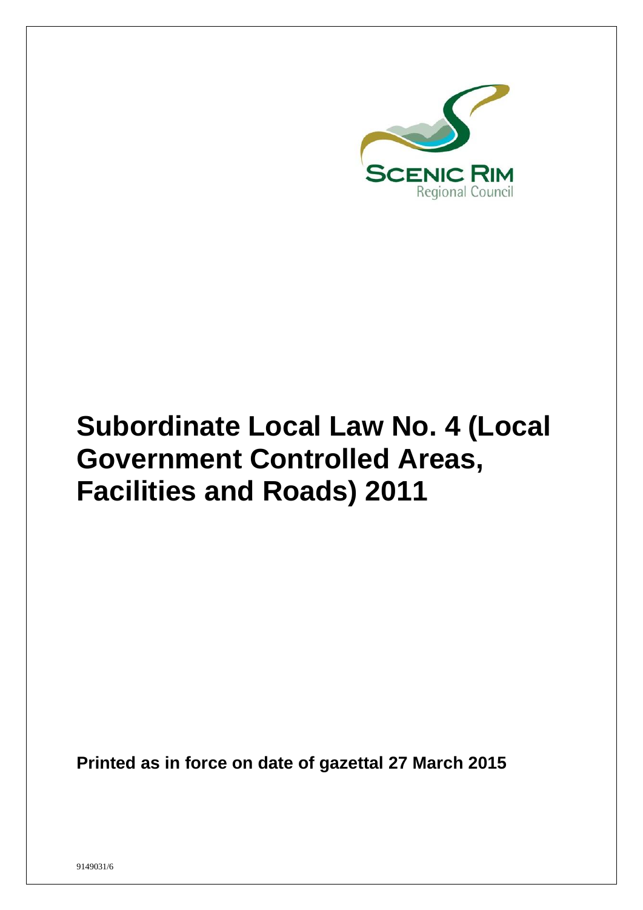Scenic Rim Regional Council

# Subordinate Local Law No. 4 (Local Government Controlled Areas, Facilities and Roads) 2011

**Printed as in force on date of gazettal 27 March 2015**

9149031/6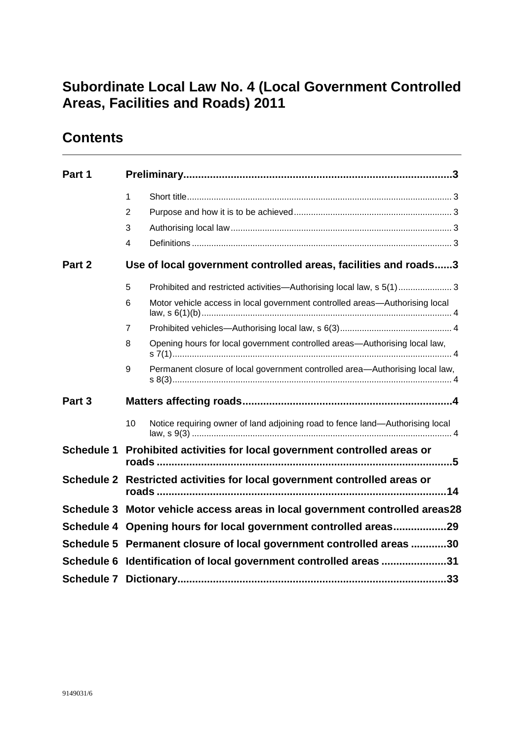# Subordinate Local Law No. 4 (Local Government Controlled Areas, Facilities and Roads) 2011

## Contents

| | | | |
|---|---|---|---|
| **Part 1** | **Preliminary** | | **3** |
| | 1 | Short title | 3 |
| | 2 | Purpose and how it is to be achieved | 3 |
| | 3 | Authorising local law | 3 |
| | 4 | Definitions | 3 |
| **Part 2** | **Use of local government controlled areas, facilities and roads** | | **3** |
| | 5 | Prohibited and restricted activities—Authorising local law, s 5(1) | 3 |
| | 6 | Motor vehicle access in local government controlled areas—Authorising local law, s 6(1)(b) | 4 |
| | 7 | Prohibited vehicles—Authorising local law, s 6(3) | 4 |
| | 8 | Opening hours for local government controlled areas—Authorising local law, s 7(1) | 4 |
| | 9 | Permanent closure of local government controlled area—Authorising local law, s 8(3) | 4 |
| **Part 3** | **Matters affecting roads** | | **4** |
| | 10 | Notice requiring owner of land adjoining road to fence land—Authorising local law, s 9(3) | 4 |
| **Schedule 1** | **Prohibited activities for local government controlled areas or roads** | | **5** |
| **Schedule 2** | **Restricted activities for local government controlled areas or roads** | | **14** |
| **Schedule 3** | **Motor vehicle access areas in local government controlled areas** | | **28** |
| **Schedule 4** | **Opening hours for local government controlled areas** | | **29** |
| **Schedule 5** | **Permanent closure of local government controlled areas** | | **30** |
| **Schedule 6** | **Identification of local government controlled areas** | | **31** |
| **Schedule 7** | **Dictionary** | | **33** |

9149031/6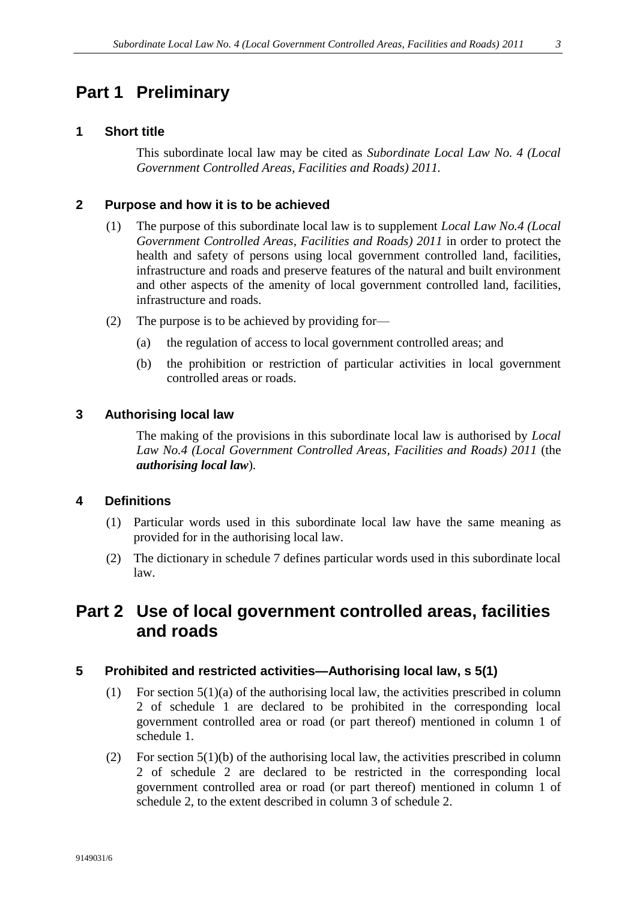# Part 1 Preliminary

### 1 Short title

This subordinate local law may be cited as *Subordinate Local Law No. 4 (Local Government Controlled Areas, Facilities and Roads) 2011.*

### 2 Purpose and how it is to be achieved

(1) The purpose of this subordinate local law is to supplement *Local Law No.4 (Local Government Controlled Areas, Facilities and Roads) 2011* in order to protect the health and safety of persons using local government controlled land, facilities, infrastructure and roads and preserve features of the natural and built environment and other aspects of the amenity of local government controlled land, facilities, infrastructure and roads.

(2) The purpose is to be achieved by providing for—

(a) the regulation of access to local government controlled areas; and

(b) the prohibition or restriction of particular activities in local government controlled areas or roads.

### 3 Authorising local law

The making of the provisions in this subordinate local law is authorised by *Local Law No.4 (Local Government Controlled Areas, Facilities and Roads) 2011* (the ***authorising local law***).

### 4 Definitions

(1) Particular words used in this subordinate local law have the same meaning as provided for in the authorising local law.

(2) The dictionary in schedule 7 defines particular words used in this subordinate local law.

# Part 2 Use of local government controlled areas, facilities and roads

### 5 Prohibited and restricted activities—Authorising local law, s 5(1)

(1) For section 5(1)(a) of the authorising local law, the activities prescribed in column 2 of schedule 1 are declared to be prohibited in the corresponding local government controlled area or road (or part thereof) mentioned in column 1 of schedule 1.

(2) For section 5(1)(b) of the authorising local law, the activities prescribed in column 2 of schedule 2 are declared to be restricted in the corresponding local government controlled area or road (or part thereof) mentioned in column 1 of schedule 2, to the extent described in column 3 of schedule 2.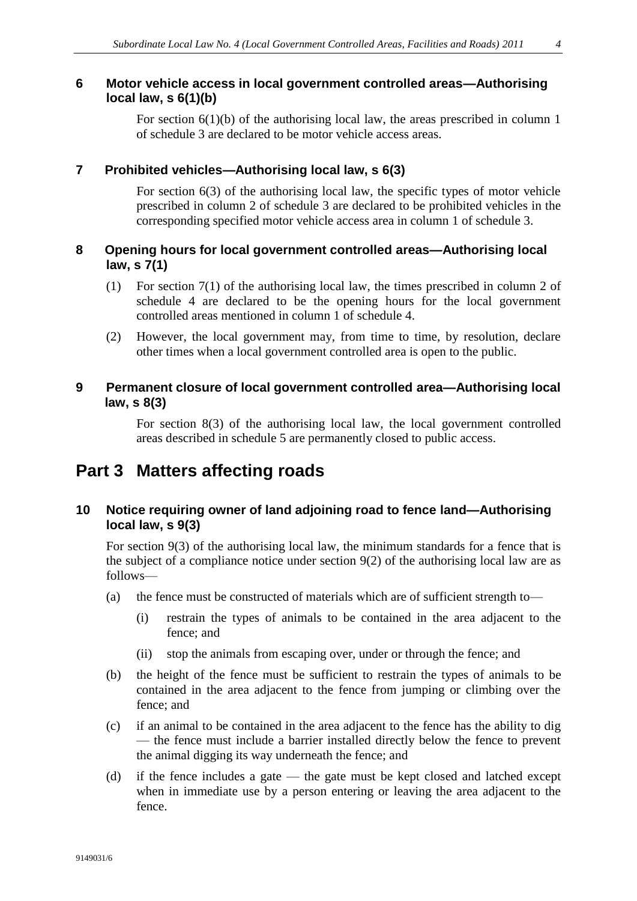### 6 Motor vehicle access in local government controlled areas—Authorising local law, s 6(1)(b)

For section 6(1)(b) of the authorising local law, the areas prescribed in column 1 of schedule 3 are declared to be motor vehicle access areas.

### 7 Prohibited vehicles—Authorising local law, s 6(3)

For section 6(3) of the authorising local law, the specific types of motor vehicle prescribed in column 2 of schedule 3 are declared to be prohibited vehicles in the corresponding specified motor vehicle access area in column 1 of schedule 3.

### 8 Opening hours for local government controlled areas—Authorising local law, s 7(1)

(1) For section 7(1) of the authorising local law, the times prescribed in column 2 of schedule 4 are declared to be the opening hours for the local government controlled areas mentioned in column 1 of schedule 4.

(2) However, the local government may, from time to time, by resolution, declare other times when a local government controlled area is open to the public.

### 9 Permanent closure of local government controlled area—Authorising local law, s 8(3)

For section 8(3) of the authorising local law, the local government controlled areas described in schedule 5 are permanently closed to public access.

## Part 3 Matters affecting roads

### 10 Notice requiring owner of land adjoining road to fence land—Authorising local law, s 9(3)

For section 9(3) of the authorising local law, the minimum standards for a fence that is the subject of a compliance notice under section 9(2) of the authorising local law are as follows—

(a) the fence must be constructed of materials which are of sufficient strength to—

  (i) restrain the types of animals to be contained in the area adjacent to the fence; and

  (ii) stop the animals from escaping over, under or through the fence; and

(b) the height of the fence must be sufficient to restrain the types of animals to be contained in the area adjacent to the fence from jumping or climbing over the fence; and

(c) if an animal to be contained in the area adjacent to the fence has the ability to dig — the fence must include a barrier installed directly below the fence to prevent the animal digging its way underneath the fence; and

(d) if the fence includes a gate — the gate must be kept closed and latched except when in immediate use by a person entering or leaving the area adjacent to the fence.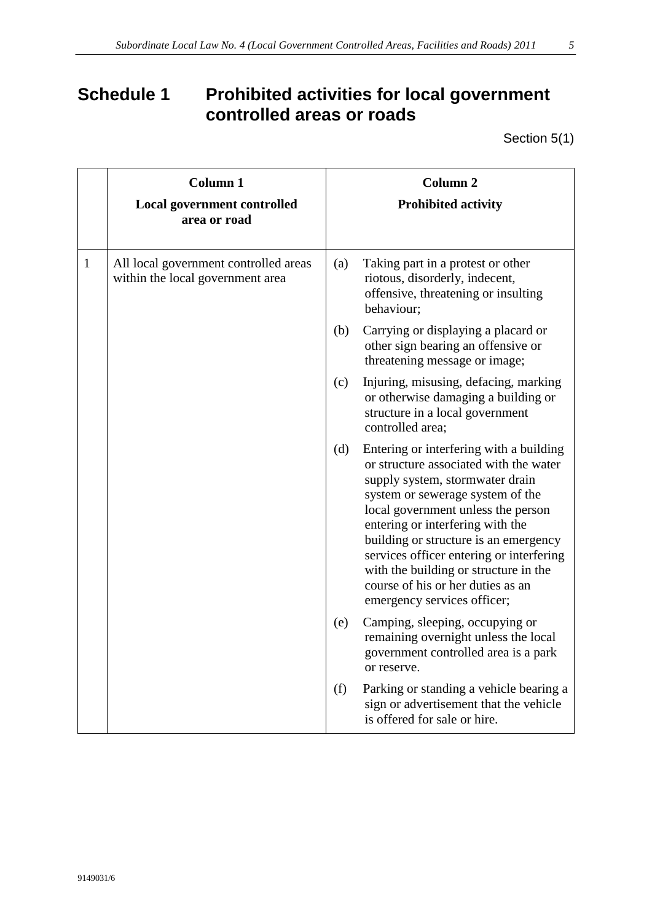# Schedule 1 Prohibited activities for local government controlled areas or roads

Section 5(1)

| | Column 1<br>Local government controlled area or road | Column 2<br>Prohibited activity |
|---|---|---|
| 1 | All local government controlled areas within the local government area | (a) Taking part in a protest or other riotous, disorderly, indecent, offensive, threatening or insulting behaviour; |
| | | (b) Carrying or displaying a placard or other sign bearing an offensive or threatening message or image; |
| | | (c) Injuring, misusing, defacing, marking or otherwise damaging a building or structure in a local government controlled area; |
| | | (d) Entering or interfering with a building or structure associated with the water supply system, stormwater drain system or sewerage system of the local government unless the person entering or interfering with the building or structure is an emergency services officer entering or interfering with the building or structure in the course of his or her duties as an emergency services officer; |
| | | (e) Camping, sleeping, occupying or remaining overnight unless the local government controlled area is a park or reserve. |
| | | (f) Parking or standing a vehicle bearing a sign or advertisement that the vehicle is offered for sale or hire. |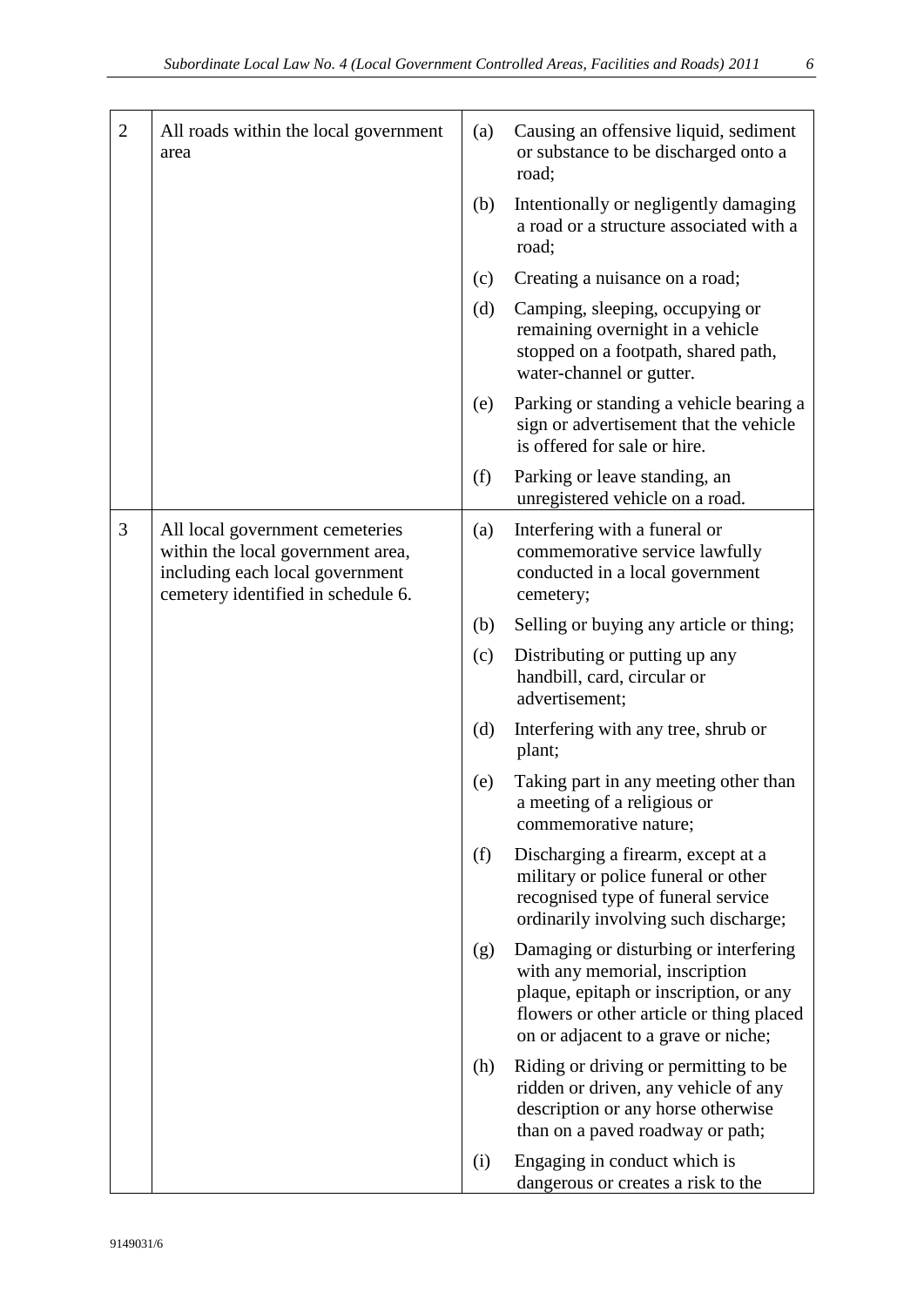| | | |
|---|---|---|
| 2 | All roads within the local government area | (a) Causing an offensive liquid, sediment or substance to be discharged onto a road;<br>(b) Intentionally or negligently damaging a road or a structure associated with a road;<br>(c) Creating a nuisance on a road;<br>(d) Camping, sleeping, occupying or remaining overnight in a vehicle stopped on a footpath, shared path, water-channel or gutter.<br>(e) Parking or standing a vehicle bearing a sign or advertisement that the vehicle is offered for sale or hire.<br>(f) Parking or leave standing, an unregistered vehicle on a road. |
| 3 | All local government cemeteries within the local government area, including each local government cemetery identified in schedule 6. | (a) Interfering with a funeral or commemorative service lawfully conducted in a local government cemetery;<br>(b) Selling or buying any article or thing;<br>(c) Distributing or putting up any handbill, card, circular or advertisement;<br>(d) Interfering with any tree, shrub or plant;<br>(e) Taking part in any meeting other than a meeting of a religious or commemorative nature;<br>(f) Discharging a firearm, except at a military or police funeral or other recognised type of funeral service ordinarily involving such discharge;<br>(g) Damaging or disturbing or interfering with any memorial, inscription plaque, epitaph or inscription, or any flowers or other article or thing placed on or adjacent to a grave or niche;<br>(h) Riding or driving or permitting to be ridden or driven, any vehicle of any description or any horse otherwise than on a paved roadway or path;<br>(i) Engaging in conduct which is dangerous or creates a risk to the |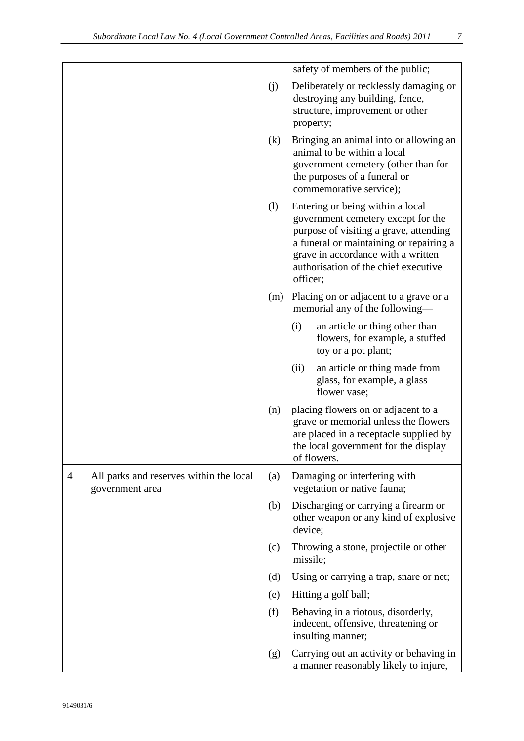| | | |
|---|---|---|
| | | safety of members of the public; |
| | | (j) Deliberately or recklessly damaging or destroying any building, fence, structure, improvement or other property; |
| | | (k) Bringing an animal into or allowing an animal to be within a local government cemetery (other than for the purposes of a funeral or commemorative service); |
| | | (l) Entering or being within a local government cemetery except for the purpose of visiting a grave, attending a funeral or maintaining or repairing a grave in accordance with a written authorisation of the chief executive officer; |
| | | (m) Placing on or adjacent to a grave or a memorial any of the following—<br>(i) an article or thing other than flowers, for example, a stuffed toy or a pot plant;<br>(ii) an article or thing made from glass, for example, a glass flower vase; |
| | | (n) placing flowers on or adjacent to a grave or memorial unless the flowers are placed in a receptacle supplied by the local government for the display of flowers. |
| 4 | All parks and reserves within the local government area | (a) Damaging or interfering with vegetation or native fauna; |
| | | (b) Discharging or carrying a firearm or other weapon or any kind of explosive device; |
| | | (c) Throwing a stone, projectile or other missile; |
| | | (d) Using or carrying a trap, snare or net; |
| | | (e) Hitting a golf ball; |
| | | (f) Behaving in a riotous, disorderly, indecent, offensive, threatening or insulting manner; |
| | | (g) Carrying out an activity or behaving in a manner reasonably likely to injure, |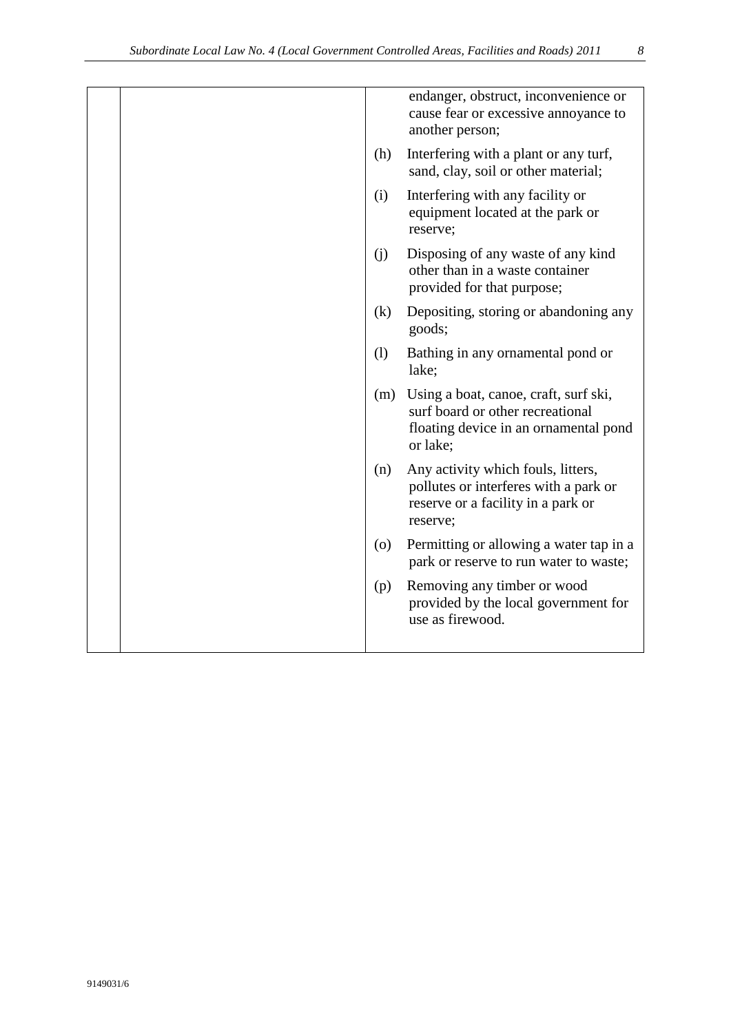| | | |
|---|---|---|
| | | endanger, obstruct, inconvenience or cause fear or excessive annoyance to another person;<br><br>(h) Interfering with a plant or any turf, sand, clay, soil or other material;<br><br>(i) Interfering with any facility or equipment located at the park or reserve;<br><br>(j) Disposing of any waste of any kind other than in a waste container provided for that purpose;<br><br>(k) Depositing, storing or abandoning any goods;<br><br>(l) Bathing in any ornamental pond or lake;<br><br>(m) Using a boat, canoe, craft, surf ski, surf board or other recreational floating device in an ornamental pond or lake;<br><br>(n) Any activity which fouls, litters, pollutes or interferes with a park or reserve or a facility in a park or reserve;<br><br>(o) Permitting or allowing a water tap in a park or reserve to run water to waste;<br><br>(p) Removing any timber or wood provided by the local government for use as firewood. |

9149031/6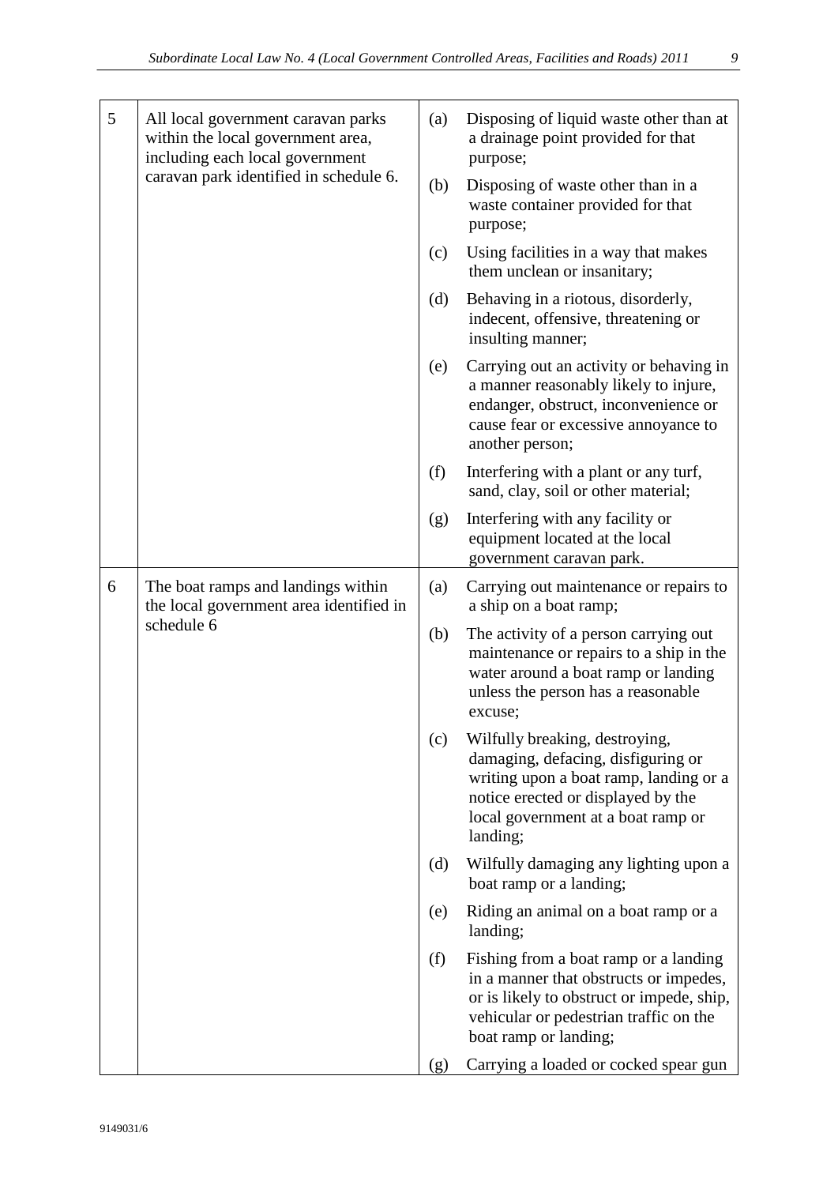| | | |
|---|---|---|
| 5 | All local government caravan parks within the local government area, including each local government caravan park identified in schedule 6. | (a) Disposing of liquid waste other than at a drainage point provided for that purpose;<br>(b) Disposing of waste other than in a waste container provided for that purpose;<br>(c) Using facilities in a way that makes them unclean or insanitary;<br>(d) Behaving in a riotous, disorderly, indecent, offensive, threatening or insulting manner;<br>(e) Carrying out an activity or behaving in a manner reasonably likely to injure, endanger, obstruct, inconvenience or cause fear or excessive annoyance to another person;<br>(f) Interfering with a plant or any turf, sand, clay, soil or other material;<br>(g) Interfering with any facility or equipment located at the local government caravan park. |
| 6 | The boat ramps and landings within the local government area identified in schedule 6 | (a) Carrying out maintenance or repairs to a ship on a boat ramp;<br>(b) The activity of a person carrying out maintenance or repairs to a ship in the water around a boat ramp or landing unless the person has a reasonable excuse;<br>(c) Wilfully breaking, destroying, damaging, defacing, disfiguring or writing upon a boat ramp, landing or a notice erected or displayed by the local government at a boat ramp or landing;<br>(d) Wilfully damaging any lighting upon a boat ramp or a landing;<br>(e) Riding an animal on a boat ramp or a landing;<br>(f) Fishing from a boat ramp or a landing in a manner that obstructs or impedes, or is likely to obstruct or impede, ship, vehicular or pedestrian traffic on the boat ramp or landing;<br>(g) Carrying a loaded or cocked spear gun |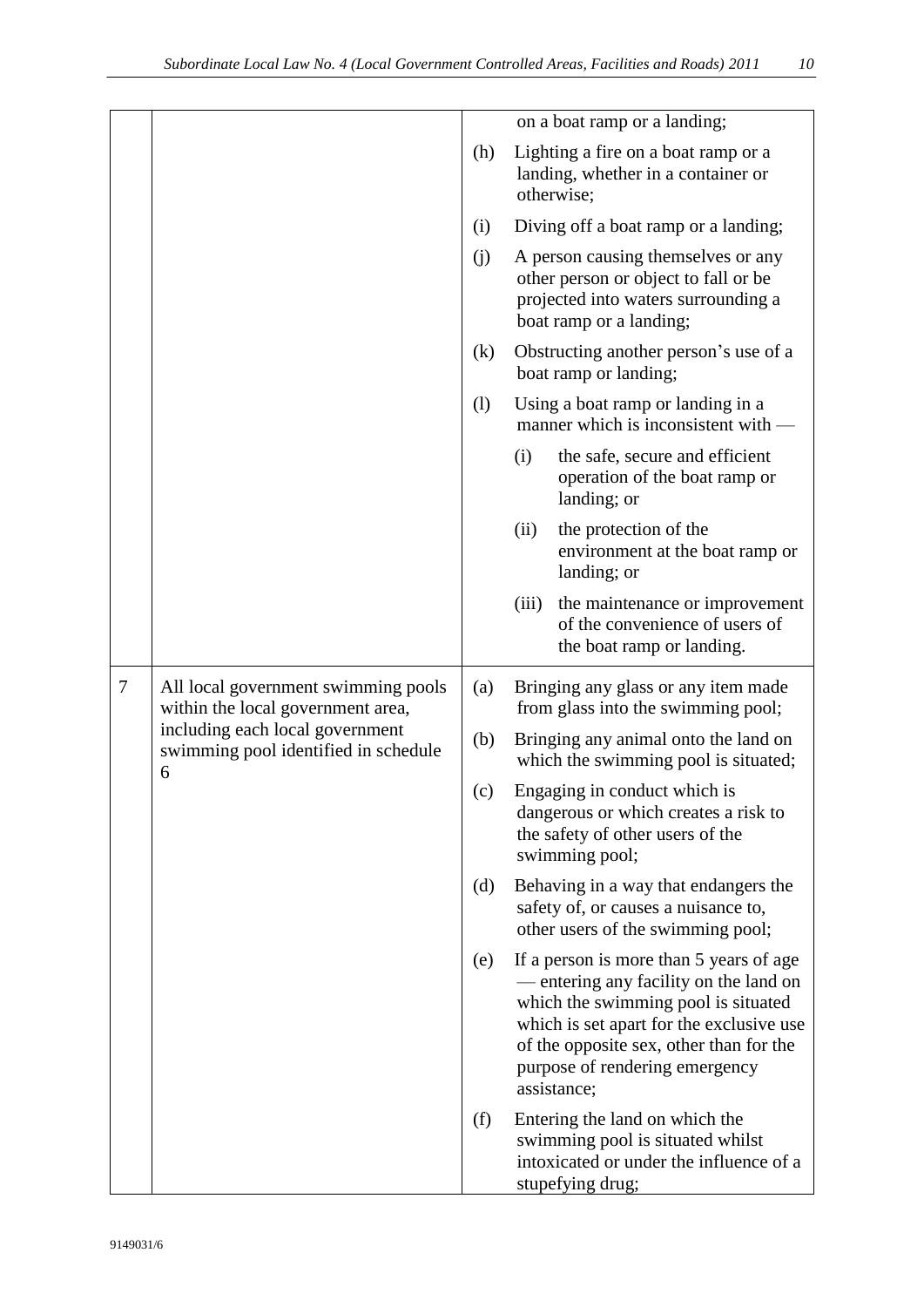| | | |
|---|---|---|
| | | on a boat ramp or a landing; |
| | | (h) Lighting a fire on a boat ramp or a landing, whether in a container or otherwise; |
| | | (i) Diving off a boat ramp or a landing; |
| | | (j) A person causing themselves or any other person or object to fall or be projected into waters surrounding a boat ramp or a landing; |
| | | (k) Obstructing another person's use of a boat ramp or landing; |
| | | (l) Using a boat ramp or landing in a manner which is inconsistent with — (i) the safe, secure and efficient operation of the boat ramp or landing; or (ii) the protection of the environment at the boat ramp or landing; or (iii) the maintenance or improvement of the convenience of users of the boat ramp or landing. |
| 7 | All local government swimming pools within the local government area, including each local government swimming pool identified in schedule 6 | (a) Bringing any glass or any item made from glass into the swimming pool; |
| | | (b) Bringing any animal onto the land on which the swimming pool is situated; |
| | | (c) Engaging in conduct which is dangerous or which creates a risk to the safety of other users of the swimming pool; |
| | | (d) Behaving in a way that endangers the safety of, or causes a nuisance to, other users of the swimming pool; |
| | | (e) If a person is more than 5 years of age — entering any facility on the land on which the swimming pool is situated which is set apart for the exclusive use of the opposite sex, other than for the purpose of rendering emergency assistance; |
| | | (f) Entering the land on which the swimming pool is situated whilst intoxicated or under the influence of a stupefying drug; |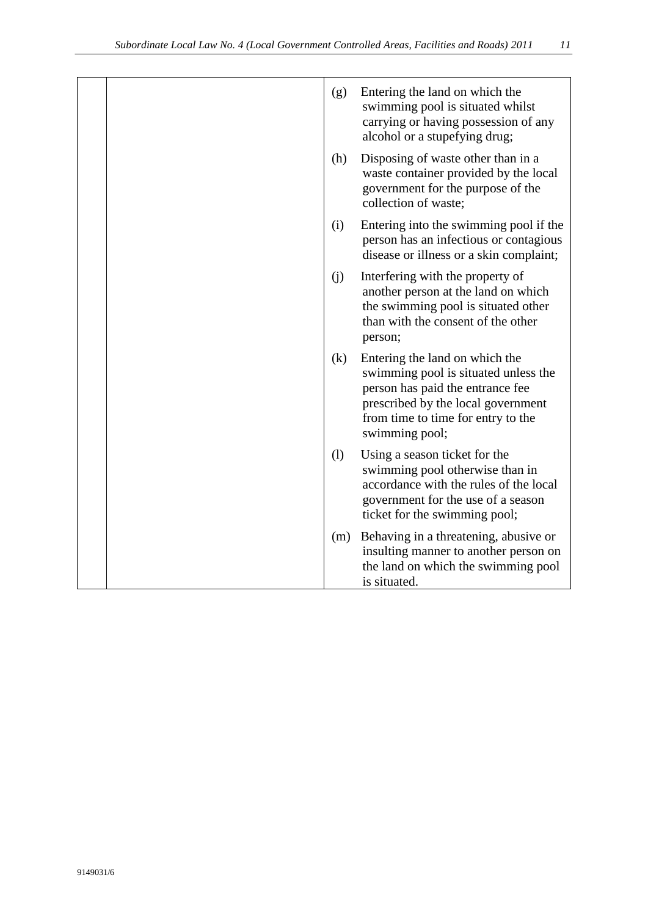| | | |
|---|---|---|
| | | (g) Entering the land on which the swimming pool is situated whilst carrying or having possession of any alcohol or a stupefying drug;<br><br>(h) Disposing of waste other than in a waste container provided by the local government for the purpose of the collection of waste;<br><br>(i) Entering into the swimming pool if the person has an infectious or contagious disease or illness or a skin complaint;<br><br>(j) Interfering with the property of another person at the land on which the swimming pool is situated other than with the consent of the other person;<br><br>(k) Entering the land on which the swimming pool is situated unless the person has paid the entrance fee prescribed by the local government from time to time for entry to the swimming pool;<br><br>(l) Using a season ticket for the swimming pool otherwise than in accordance with the rules of the local government for the use of a season ticket for the swimming pool;<br><br>(m) Behaving in a threatening, abusive or insulting manner to another person on the land on which the swimming pool is situated. |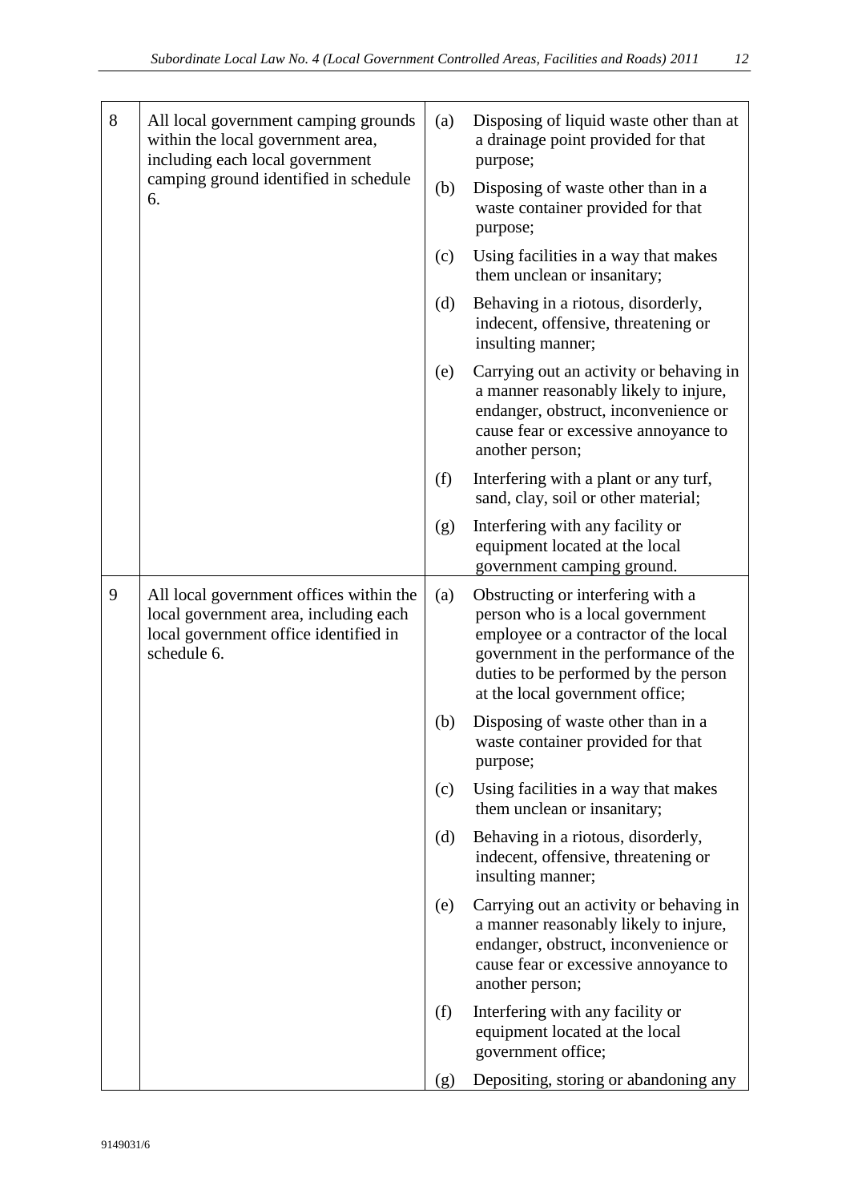| | | |
|---|---|---|
| 8 | All local government camping grounds within the local government area, including each local government camping ground identified in schedule 6. | (a) Disposing of liquid waste other than at a drainage point provided for that purpose;<br>(b) Disposing of waste other than in a waste container provided for that purpose;<br>(c) Using facilities in a way that makes them unclean or insanitary;<br>(d) Behaving in a riotous, disorderly, indecent, offensive, threatening or insulting manner;<br>(e) Carrying out an activity or behaving in a manner reasonably likely to injure, endanger, obstruct, inconvenience or cause fear or excessive annoyance to another person;<br>(f) Interfering with a plant or any turf, sand, clay, soil or other material;<br>(g) Interfering with any facility or equipment located at the local government camping ground. |
| 9 | All local government offices within the local government area, including each local government office identified in schedule 6. | (a) Obstructing or interfering with a person who is a local government employee or a contractor of the local government in the performance of the duties to be performed by the person at the local government office;<br>(b) Disposing of waste other than in a waste container provided for that purpose;<br>(c) Using facilities in a way that makes them unclean or insanitary;<br>(d) Behaving in a riotous, disorderly, indecent, offensive, threatening or insulting manner;<br>(e) Carrying out an activity or behaving in a manner reasonably likely to injure, endanger, obstruct, inconvenience or cause fear or excessive annoyance to another person;<br>(f) Interfering with any facility or equipment located at the local government office;<br>(g) Depositing, storing or abandoning any |

9149031/6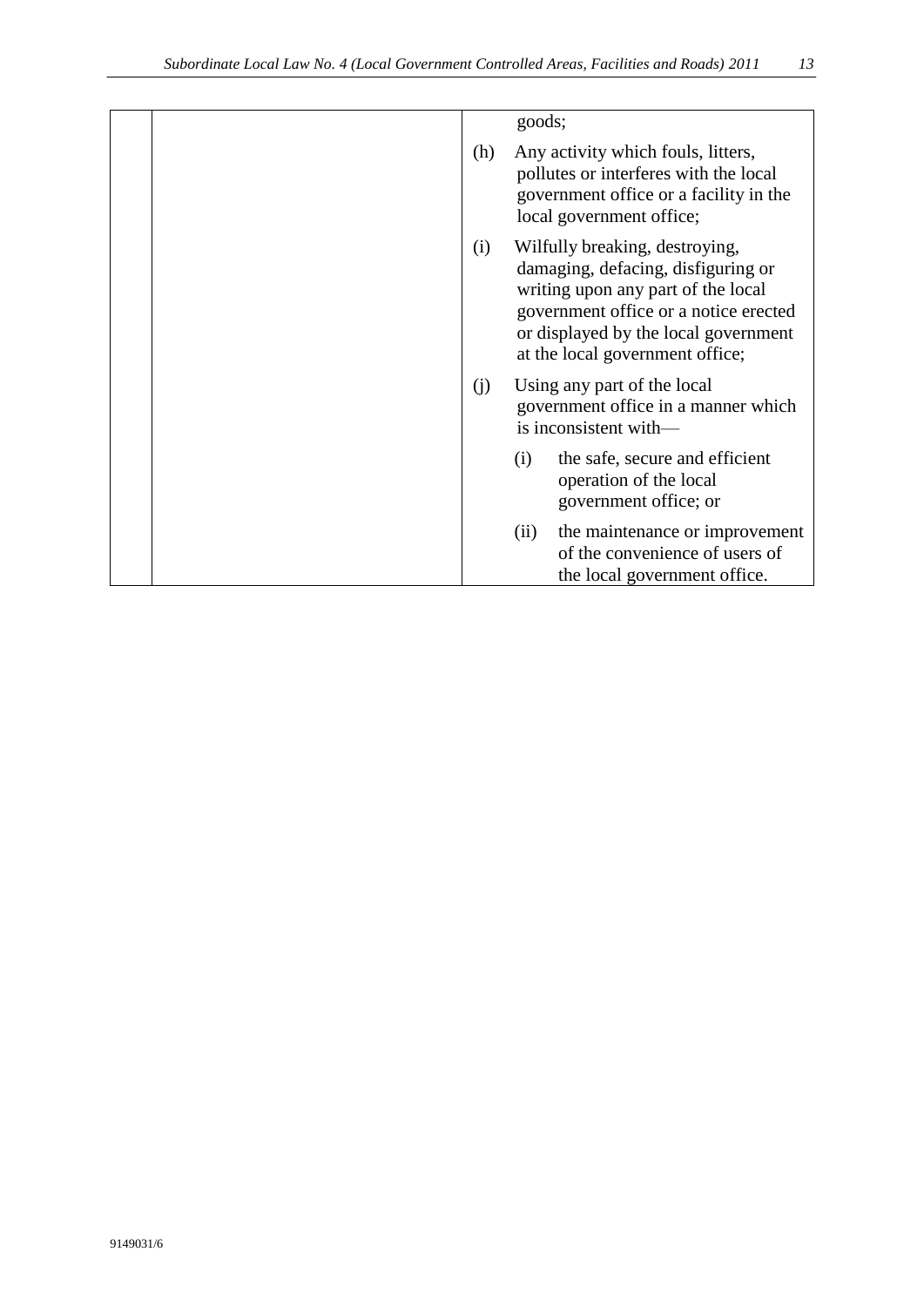| | | goods; |
|---|---|---|
| | | (h) Any activity which fouls, litters, pollutes or interferes with the local government office or a facility in the local government office; |
| | | (i) Wilfully breaking, destroying, damaging, defacing, disfiguring or writing upon any part of the local government office or a notice erected or displayed by the local government at the local government office; |
| | | (j) Using any part of the local government office in a manner which is inconsistent with—<br>(i) the safe, secure and efficient operation of the local government office; or<br>(ii) the maintenance or improvement of the convenience of users of the local government office. |

9149031/6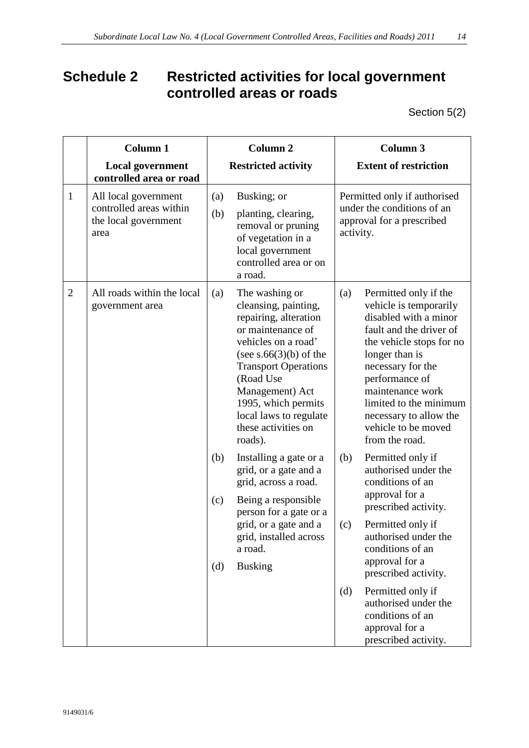# Schedule 2 Restricted activities for local government controlled areas or roads

Section 5(2)

| | Column 1<br>Local government controlled area or road | Column 2<br>Restricted activity | Column 3<br>Extent of restriction |
|---|---|---|---|
| 1 | All local government controlled areas within the local government area | (a) Busking; or<br>(b) planting, clearing, removal or pruning of vegetation in a local government controlled area or on a road. | Permitted only if authorised under the conditions of an approval for a prescribed activity. |
| 2 | All roads within the local government area | (a) The washing or cleansing, painting, repairing, alteration or maintenance of vehicles on a road' (see s.66(3)(b) of the Transport Operations (Road Use Management) Act 1995, which permits local laws to regulate these activities on roads). | (a) Permitted only if the vehicle is temporarily disabled with a minor fault and the driver of the vehicle stops for no longer than is necessary for the performance of maintenance work limited to the minimum necessary to allow the vehicle to be moved from the road. |
| | | (b) Installing a gate or a grid, or a gate and a grid, across a road. | (b) Permitted only if authorised under the conditions of an approval for a prescribed activity. |
| | | (c) Being a responsible person for a gate or a grid, or a gate and a grid, installed across a road. | (c) Permitted only if authorised under the conditions of an approval for a prescribed activity. |
| | | (d) Busking | (d) Permitted only if authorised under the conditions of an approval for a prescribed activity. |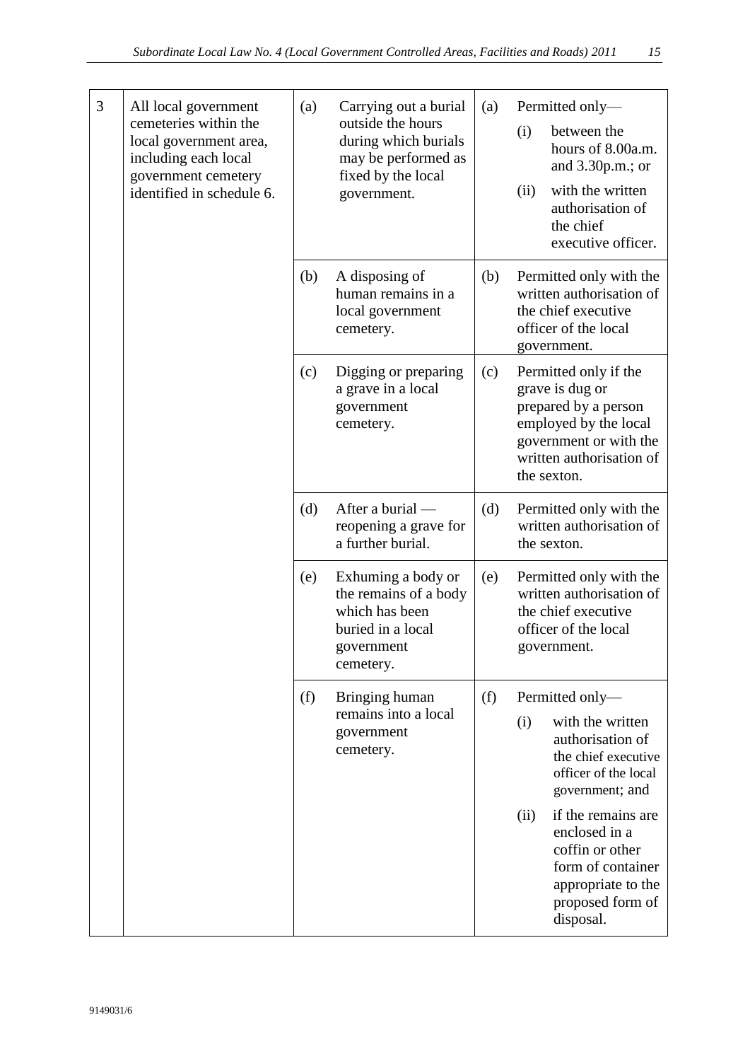| | | | |
|---|---|---|---|
| 3 | All local government cemeteries within the local government area, including each local government cemetery identified in schedule 6. | (a) Carrying out a burial outside the hours during which burials may be performed as fixed by the local government. | (a) Permitted only— (i) between the hours of 8.00a.m. and 3.30p.m.; or (ii) with the written authorisation of the chief executive officer. |
| | | (b) A disposing of human remains in a local government cemetery. | (b) Permitted only with the written authorisation of the chief executive officer of the local government. |
| | | (c) Digging or preparing a grave in a local government cemetery. | (c) Permitted only if the grave is dug or prepared by a person employed by the local government or with the written authorisation of the sexton. |
| | | (d) After a burial — reopening a grave for a further burial. | (d) Permitted only with the written authorisation of the sexton. |
| | | (e) Exhuming a body or the remains of a body which has been buried in a local government cemetery. | (e) Permitted only with the written authorisation of the chief executive officer of the local government. |
| | | (f) Bringing human remains into a local government cemetery. | (f) Permitted only— (i) with the written authorisation of the chief executive officer of the local government; and (ii) if the remains are enclosed in a coffin or other form of container appropriate to the proposed form of disposal. |

9149031/6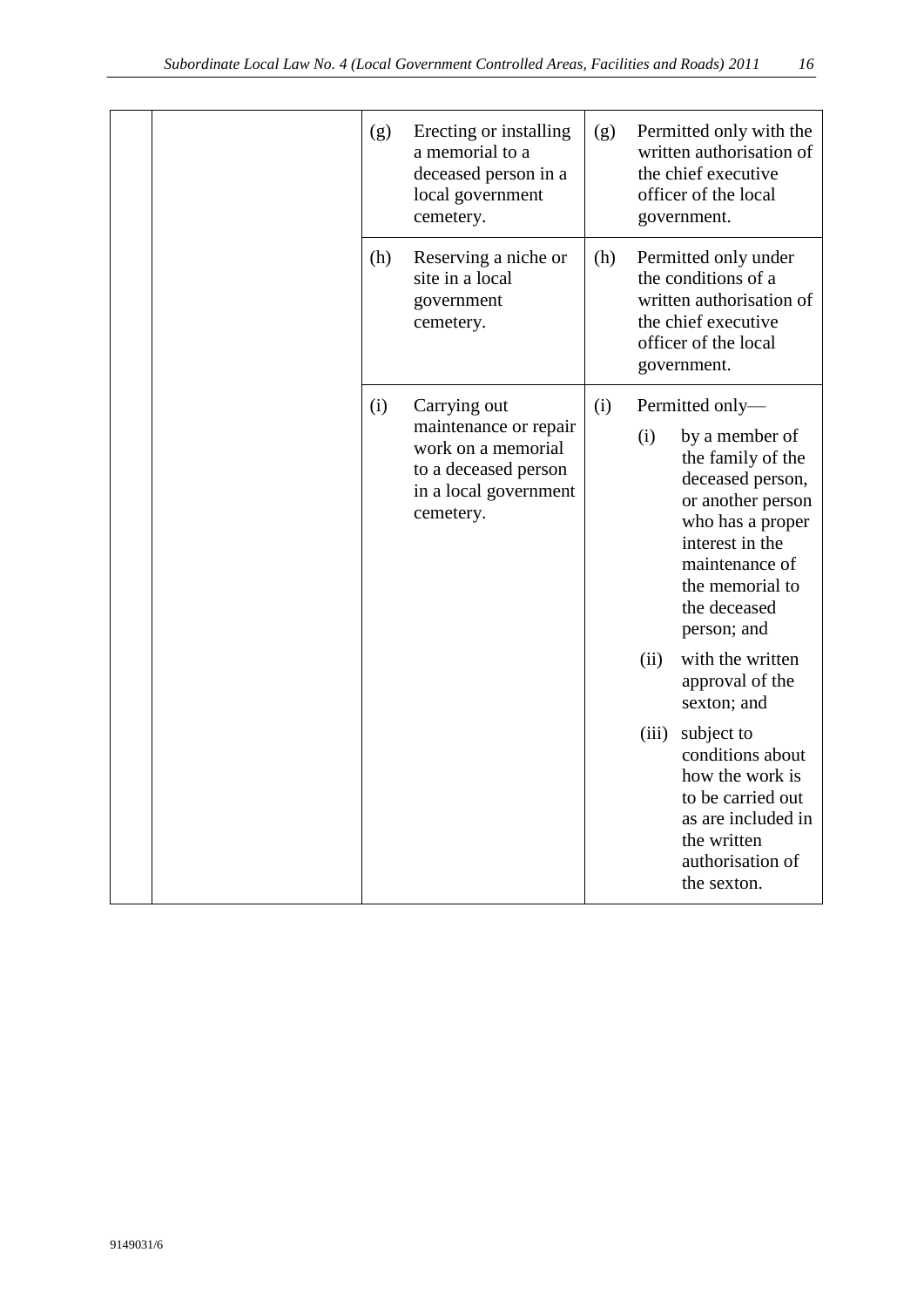| | | | | | |
|---|---|---|---|---|---|
| | | (g) | Erecting or installing a memorial to a deceased person in a local government cemetery. | (g) | Permitted only with the written authorisation of the chief executive officer of the local government. |
| | | (h) | Reserving a niche or site in a local government cemetery. | (h) | Permitted only under the conditions of a written authorisation of the chief executive officer of the local government. |
| | | (i) | Carrying out maintenance or repair work on a memorial to a deceased person in a local government cemetery. | (i) | Permitted only—<br>(i) by a member of the family of the deceased person, or another person who has a proper interest in the maintenance of the memorial to the deceased person; and<br>(ii) with the written approval of the sexton; and<br>(iii) subject to conditions about how the work is to be carried out as are included in the written authorisation of the sexton. |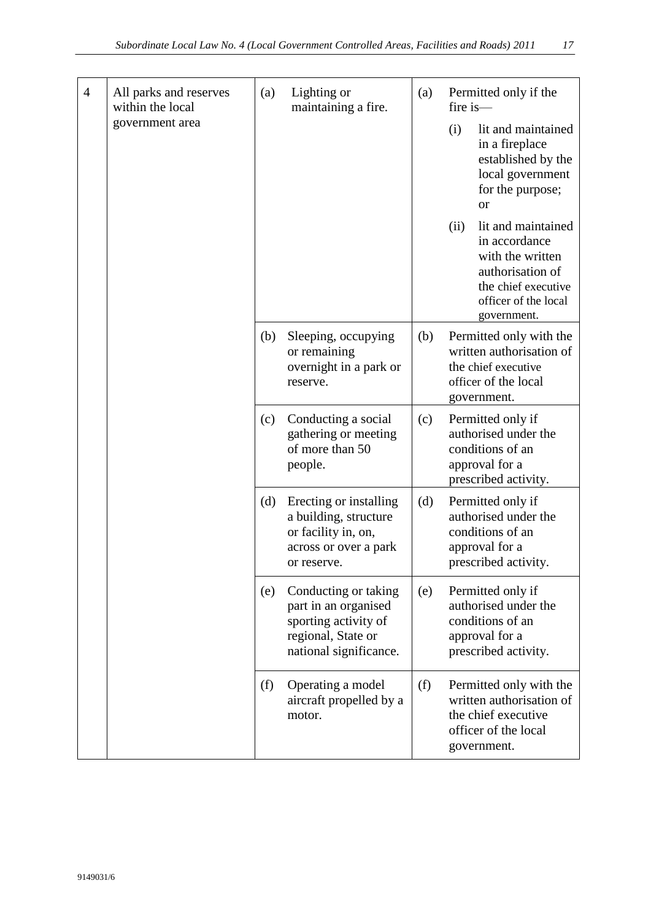| | | | |
|---|---|---|---|
| 4 | All parks and reserves within the local government area | (a) Lighting or maintaining a fire. | (a) Permitted only if the fire is—<br>(i) lit and maintained in a fireplace established by the local government for the purpose; or<br>(ii) lit and maintained in accordance with the written authorisation of the chief executive officer of the local government. |
| | | (b) Sleeping, occupying or remaining overnight in a park or reserve. | (b) Permitted only with the written authorisation of the chief executive officer of the local government. |
| | | (c) Conducting a social gathering or meeting of more than 50 people. | (c) Permitted only if authorised under the conditions of an approval for a prescribed activity. |
| | | (d) Erecting or installing a building, structure or facility in, on, across or over a park or reserve. | (d) Permitted only if authorised under the conditions of an approval for a prescribed activity. |
| | | (e) Conducting or taking part in an organised sporting activity of regional, State or national significance. | (e) Permitted only if authorised under the conditions of an approval for a prescribed activity. |
| | | (f) Operating a model aircraft propelled by a motor. | (f) Permitted only with the written authorisation of the chief executive officer of the local government. |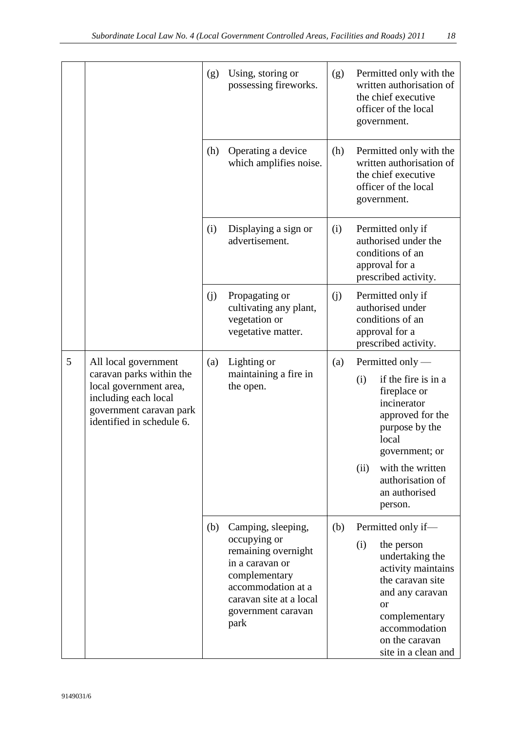| | | | |
|---|---|---|---|
| | | (g) Using, storing or possessing fireworks. | (g) Permitted only with the written authorisation of the chief executive officer of the local government. |
| | | (h) Operating a device which amplifies noise. | (h) Permitted only with the written authorisation of the chief executive officer of the local government. |
| | | (i) Displaying a sign or advertisement. | (i) Permitted only if authorised under the conditions of an approval for a prescribed activity. |
| | | (j) Propagating or cultivating any plant, vegetation or vegetative matter. | (j) Permitted only if authorised under conditions of an approval for a prescribed activity. |
| 5 | All local government caravan parks within the local government area, including each local government caravan park identified in schedule 6. | (a) Lighting or maintaining a fire in the open. | (a) Permitted only —<br>(i) if the fire is in a fireplace or incinerator approved for the purpose by the local government; or<br>(ii) with the written authorisation of an authorised person. |
| | | (b) Camping, sleeping, occupying or remaining overnight in a caravan or complementary accommodation at a caravan site at a local government caravan park | (b) Permitted only if—<br>(i) the person undertaking the activity maintains the caravan site and any caravan or complementary accommodation on the caravan site in a clean and |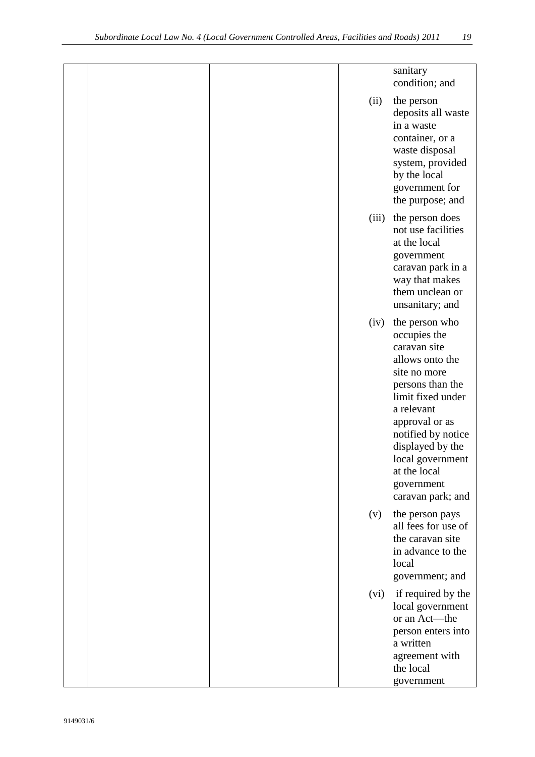|  |  |  | sanitary condition; and<br><br>(ii) the person deposits all waste in a waste container, or a waste disposal system, provided by the local government for the purpose; and<br><br>(iii) the person does not use facilities at the local government caravan park in a way that makes them unclean or unsanitary; and<br><br>(iv) the person who occupies the caravan site allows onto the site no more persons than the limit fixed under a relevant approval or as notified by notice displayed by the local government at the local government caravan park; and<br><br>(v) the person pays all fees for use of the caravan site in advance to the local government; and<br><br>(vi) if required by the local government or an Act—the person enters into a written agreement with the local government |
|---|---|---|---|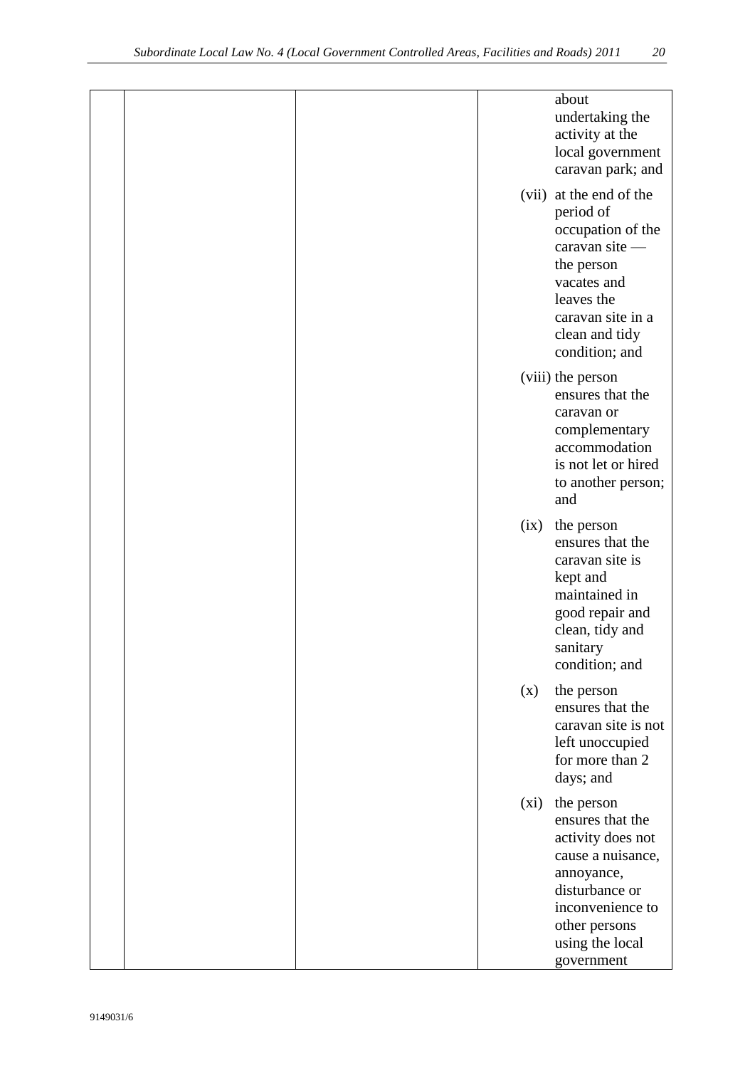| | | | about undertaking the activity at the local government caravan park; and<br><br>(vii) at the end of the period of occupation of the caravan site — the person vacates and leaves the caravan site in a clean and tidy condition; and<br><br>(viii) the person ensures that the caravan or complementary accommodation is not let or hired to another person; and<br><br>(ix) the person ensures that the caravan site is kept and maintained in good repair and clean, tidy and sanitary condition; and<br><br>(x) the person ensures that the caravan site is not left unoccupied for more than 2 days; and<br><br>(xi) the person ensures that the activity does not cause a nuisance, annoyance, disturbance or inconvenience to other persons using the local government |
|---|---|---|---|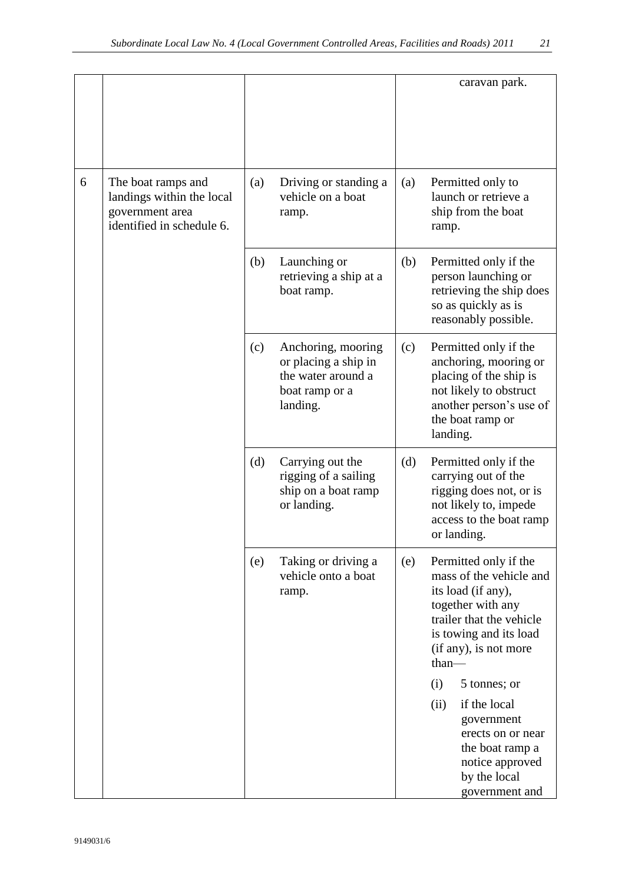| | | | |
|---|---|---|---|
| | | | caravan park. |
| 6 | The boat ramps and landings within the local government area identified in schedule 6. | (a) Driving or standing a vehicle on a boat ramp. | (a) Permitted only to launch or retrieve a ship from the boat ramp. |
| | | (b) Launching or retrieving a ship at a boat ramp. | (b) Permitted only if the person launching or retrieving the ship does so as quickly as is reasonably possible. |
| | | (c) Anchoring, mooring or placing a ship in the water around a boat ramp or a landing. | (c) Permitted only if the anchoring, mooring or placing of the ship is not likely to obstruct another person's use of the boat ramp or landing. |
| | | (d) Carrying out the rigging of a sailing ship on a boat ramp or landing. | (d) Permitted only if the carrying out of the rigging does not, or is not likely to, impede access to the boat ramp or landing. |
| | | (e) Taking or driving a vehicle onto a boat ramp. | (e) Permitted only if the mass of the vehicle and its load (if any), together with any trailer that the vehicle is towing and its load (if any), is not more than—<br>(i) 5 tonnes; or<br>(ii) if the local government erects on or near the boat ramp a notice approved by the local government and |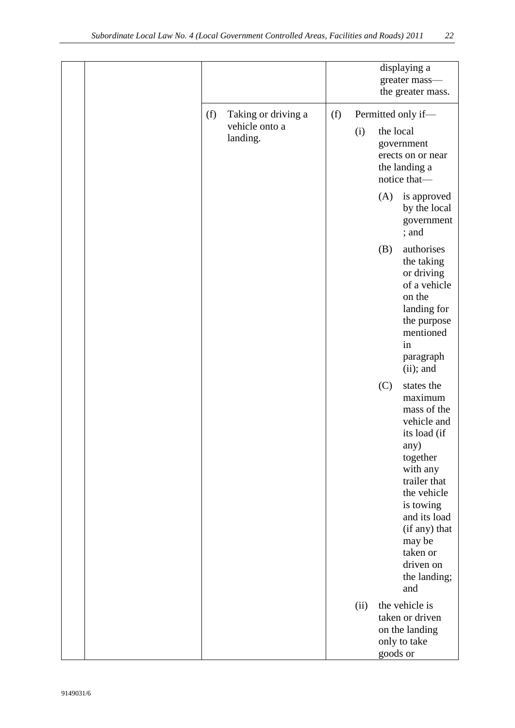| | | | |
|---|---|---|---|
| | | | displaying a greater mass—the greater mass. |
| | | (f) Taking or driving a vehicle onto a landing. | (f) Permitted only if—<br>(i) the local government erects on or near the landing a notice that—<br>(A) is approved by the local government; and<br>(B) authorises the taking or driving of a vehicle on the landing for the purpose mentioned in paragraph (ii); and<br>(C) states the maximum mass of the vehicle and its load (if any) together with any trailer that the vehicle is towing and its load (if any) that may be taken or driven on the landing; and<br>(ii) the vehicle is taken or driven on the landing only to take goods or |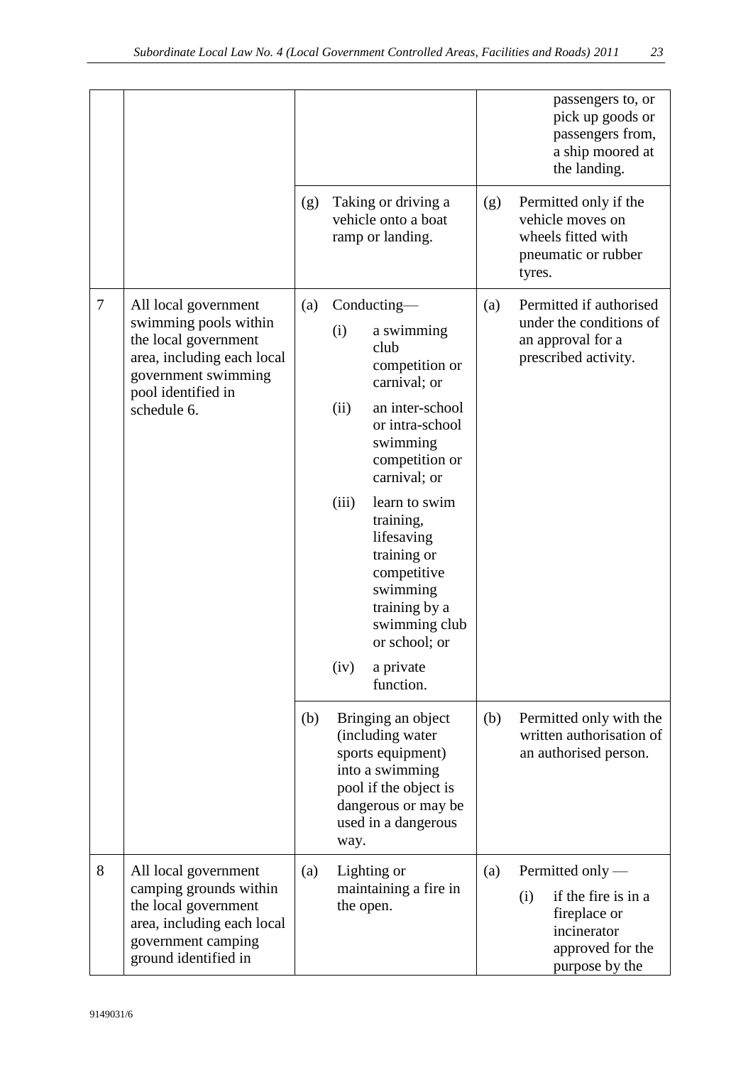| | | | |
|---|---|---|---|
| | | | passengers to, or pick up goods or passengers from, a ship moored at the landing. |
| | | (g) Taking or driving a vehicle onto a boat ramp or landing. | (g) Permitted only if the vehicle moves on wheels fitted with pneumatic or rubber tyres. |
| 7 | All local government swimming pools within the local government area, including each local government swimming pool identified in schedule 6. | (a) Conducting—<br>(i) a swimming club competition or carnival; or<br>(ii) an inter-school or intra-school swimming competition or carnival; or<br>(iii) learn to swim training, lifesaving training or competitive swimming training by a swimming club or school; or<br>(iv) a private function. | (a) Permitted if authorised under the conditions of an approval for a prescribed activity. |
| | | (b) Bringing an object (including water sports equipment) into a swimming pool if the object is dangerous or may be used in a dangerous way. | (b) Permitted only with the written authorisation of an authorised person. |
| 8 | All local government camping grounds within the local government area, including each local government camping ground identified in | (a) Lighting or maintaining a fire in the open. | (a) Permitted only —<br>(i) if the fire is in a fireplace or incinerator approved for the purpose by the |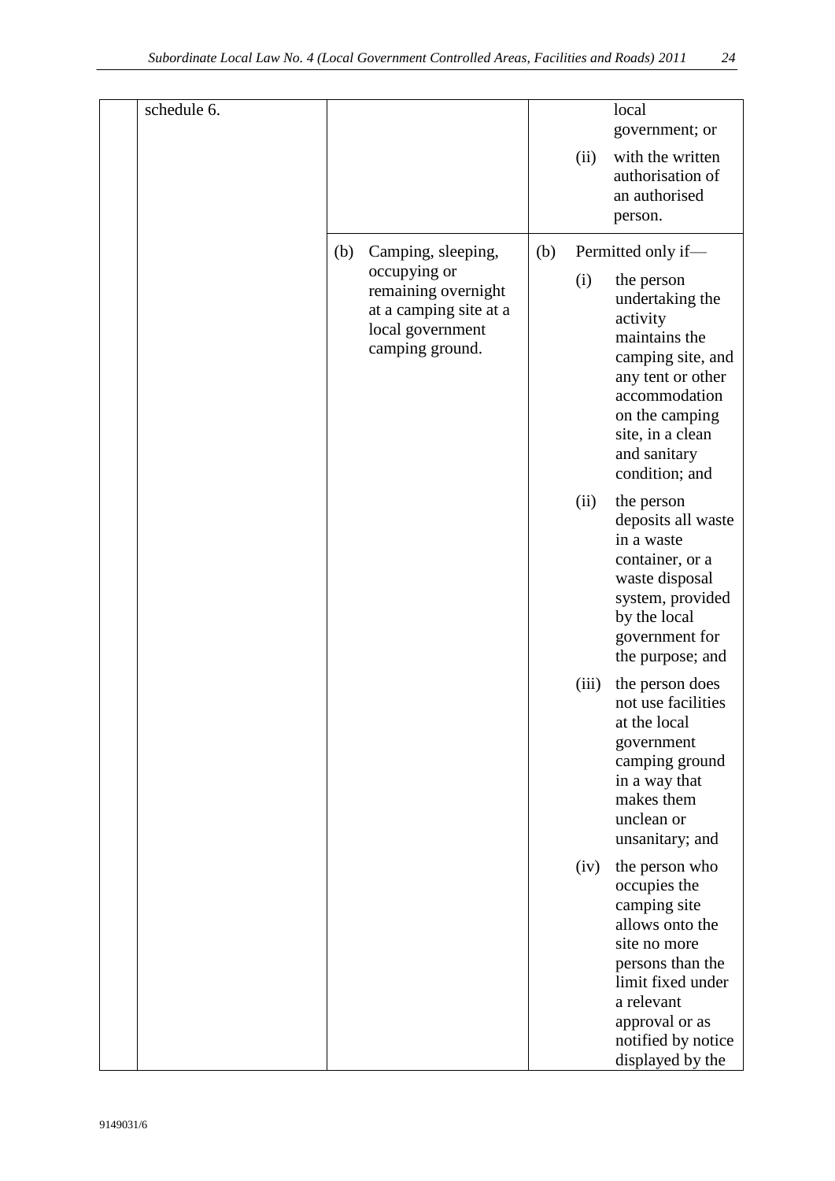| | | | |
|---|---|---|---|
| | schedule 6. | | local government; or (ii) with the written authorisation of an authorised person. |
| | | (b) Camping, sleeping, occupying or remaining overnight at a camping site at a local government camping ground. | (b) Permitted only if— (i) the person undertaking the activity maintains the camping site, and any tent or other accommodation on the camping site, in a clean and sanitary condition; and (ii) the person deposits all waste in a waste container, or a waste disposal system, provided by the local government for the purpose; and (iii) the person does not use facilities at the local government camping ground in a way that makes them unclean or unsanitary; and (iv) the person who occupies the camping site allows onto the site no more persons than the limit fixed under a relevant approval or as notified by notice displayed by the |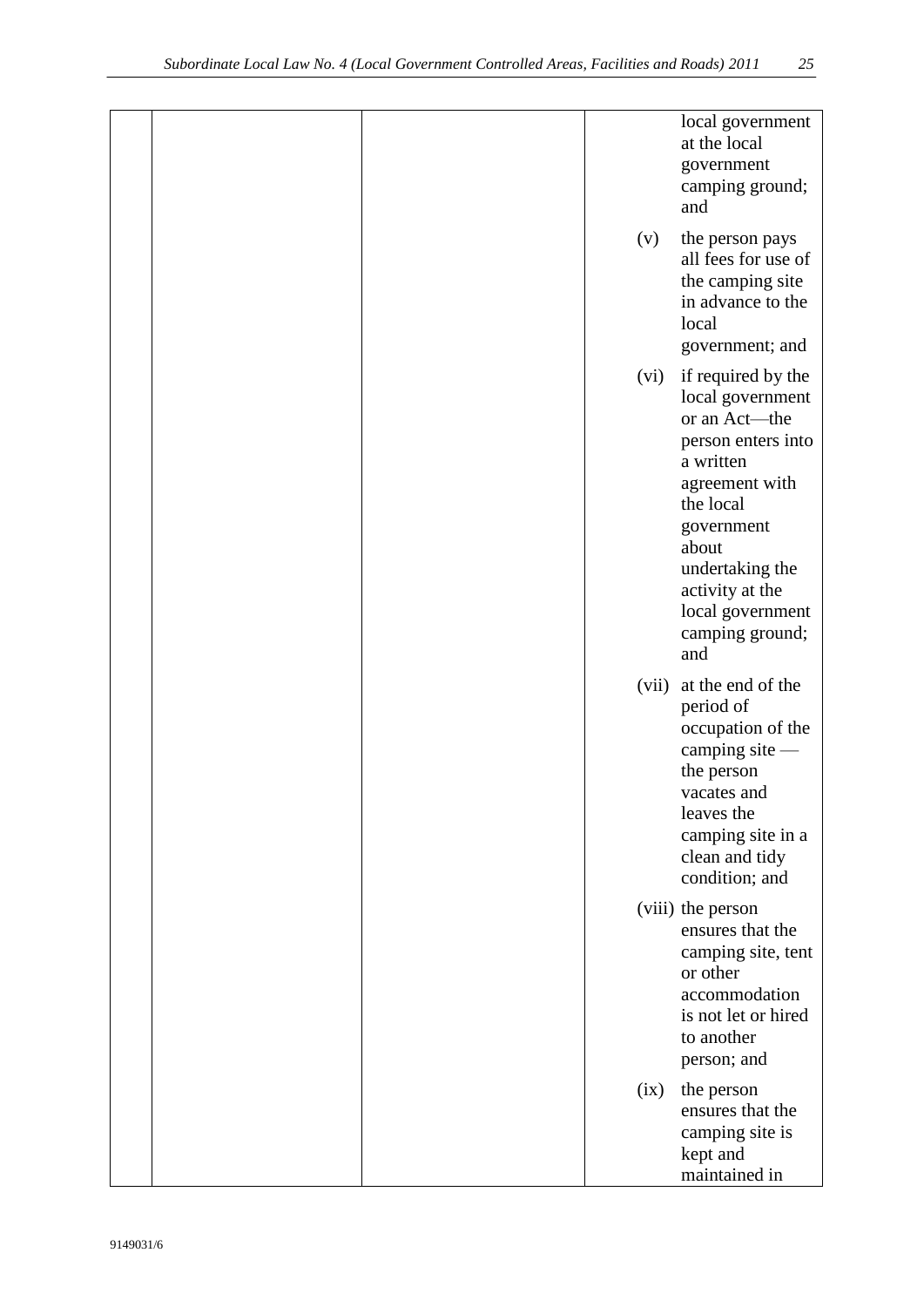| | | | local government at the local government camping ground; and<br><br>(v) the person pays all fees for use of the camping site in advance to the local government; and<br><br>(vi) if required by the local government or an Act—the person enters into a written agreement with the local government about undertaking the activity at the local government camping ground; and<br><br>(vii) at the end of the period of occupation of the camping site — the person vacates and leaves the camping site in a clean and tidy condition; and<br><br>(viii) the person ensures that the camping site, tent or other accommodation is not let or hired to another person; and<br><br>(ix) the person ensures that the camping site is kept and maintained in |
|---|---|---|---|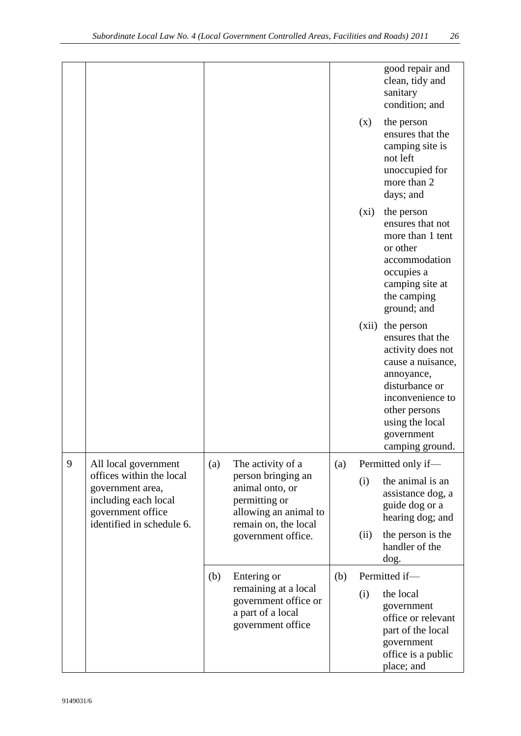| | | | |
|---|---|---|---|
| | | | good repair and clean, tidy and sanitary condition; and<br>(x) the person ensures that the camping site is not left unoccupied for more than 2 days; and<br>(xi) the person ensures that not more than 1 tent or other accommodation occupies a camping site at the camping ground; and<br>(xii) the person ensures that the activity does not cause a nuisance, annoyance, disturbance or inconvenience to other persons using the local government camping ground. |
| 9 | All local government offices within the local government area, including each local government office identified in schedule 6. | (a) The activity of a person bringing an animal onto, or permitting or allowing an animal to remain on, the local government office. | (a) Permitted only if—<br>(i) the animal is an assistance dog, a guide dog or a hearing dog; and<br>(ii) the person is the handler of the dog. |
| | | (b) Entering or remaining at a local government office or a part of a local government office | (b) Permitted if—<br>(i) the local government office or relevant part of the local government office is a public place; and |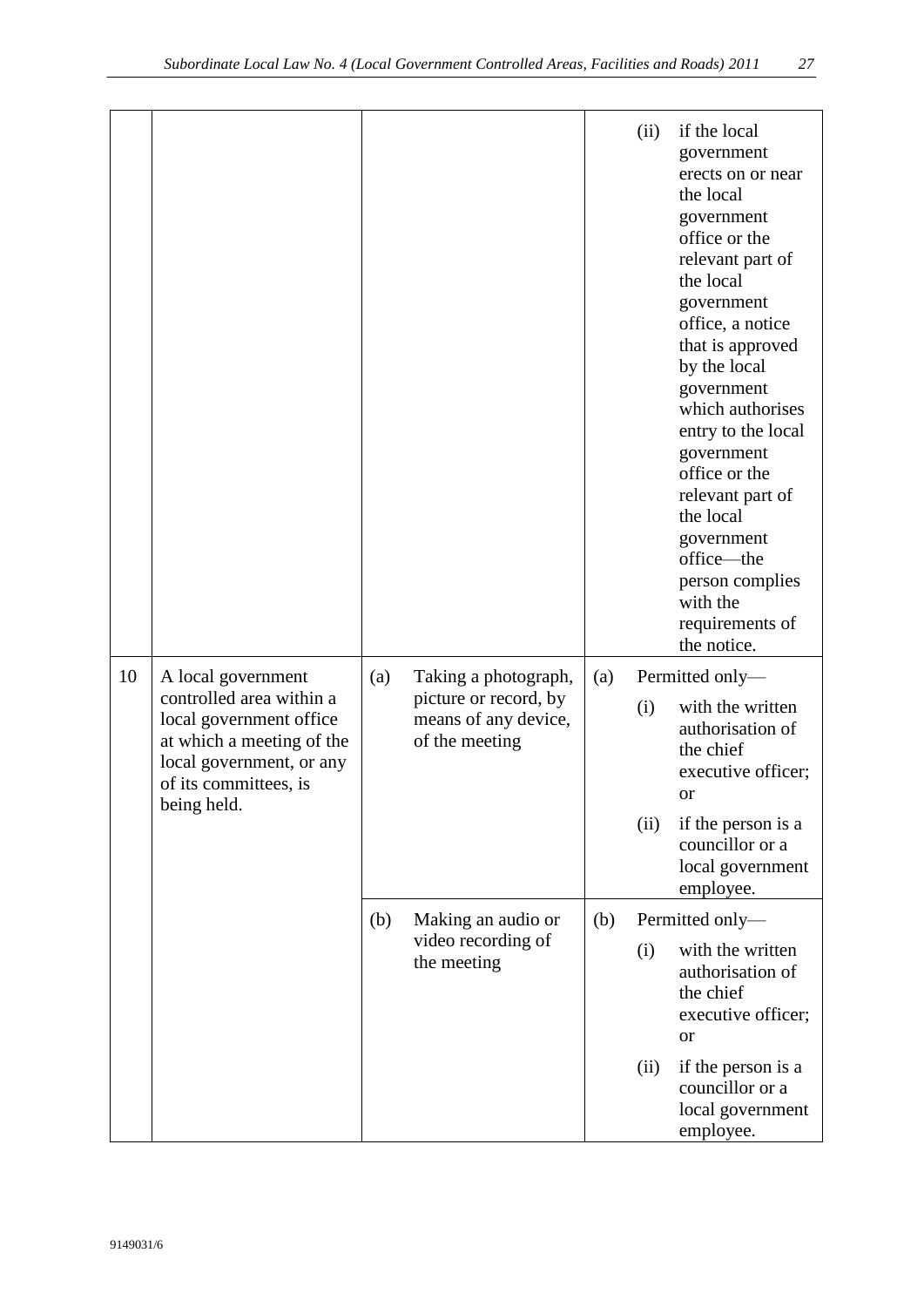| | | | |
|---|---|---|---|
| | | | (ii) if the local government erects on or near the local government office or the relevant part of the local government office, a notice that is approved by the local government which authorises entry to the local government office or the relevant part of the local government office—the person complies with the requirements of the notice. |
| 10 | A local government controlled area within a local government office at which a meeting of the local government, or any of its committees, is being held. | (a) Taking a photograph, picture or record, by means of any device, of the meeting | (a) Permitted only—<br>(i) with the written authorisation of the chief executive officer; or<br>(ii) if the person is a councillor or a local government employee. |
| | | (b) Making an audio or video recording of the meeting | (b) Permitted only—<br>(i) with the written authorisation of the chief executive officer; or<br>(ii) if the person is a councillor or a local government employee. |

9149031/6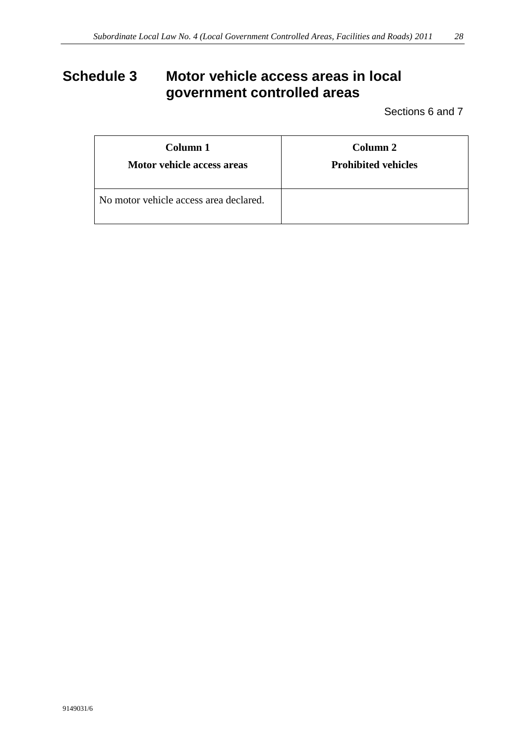# Schedule 3 Motor vehicle access areas in local government controlled areas

Sections 6 and 7

| Column 1<br>**Motor vehicle access areas** | Column 2<br>**Prohibited vehicles** |
|---|---|
| No motor vehicle access area declared. | |

9149031/6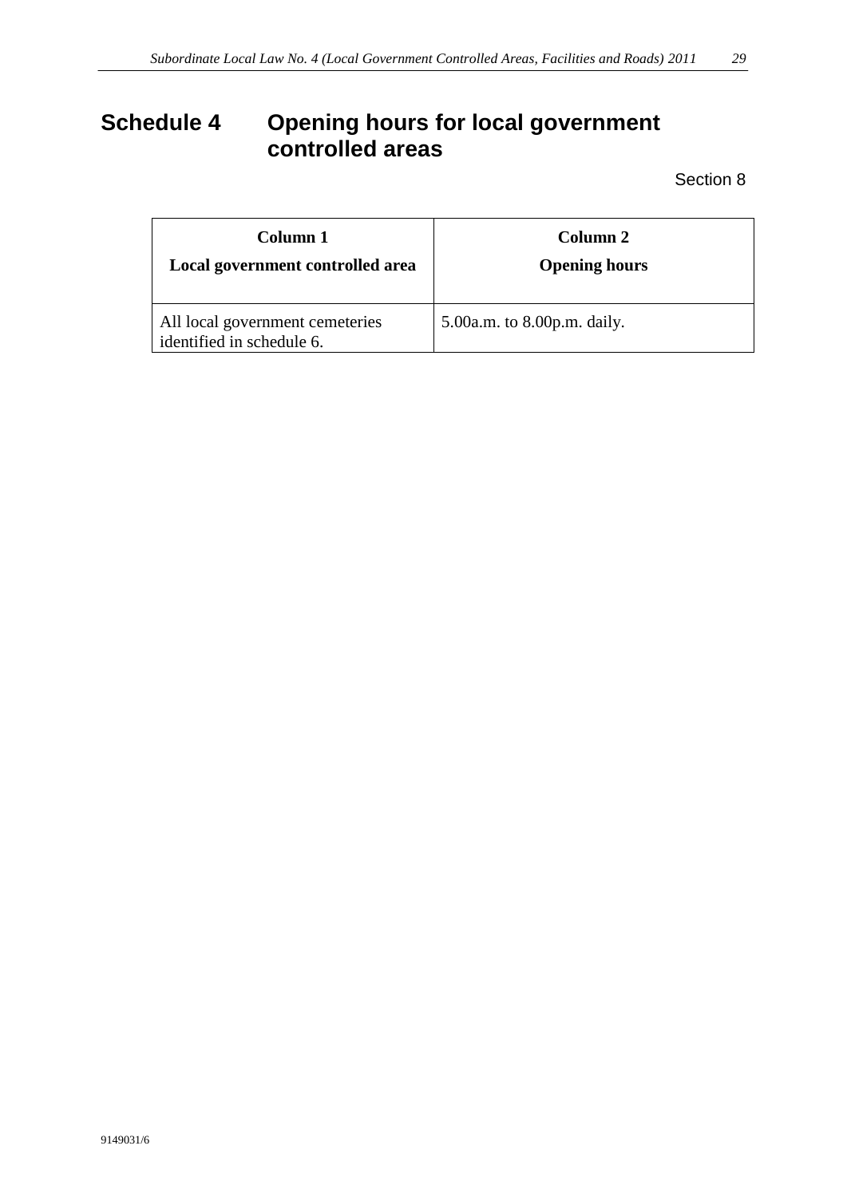# Schedule 4 Opening hours for local government controlled areas

Section 8

| Column 1<br>Local government controlled area | Column 2<br>Opening hours |
|---|---|
| All local government cemeteries identified in schedule 6. | 5.00a.m. to 8.00p.m. daily. |

9149031/6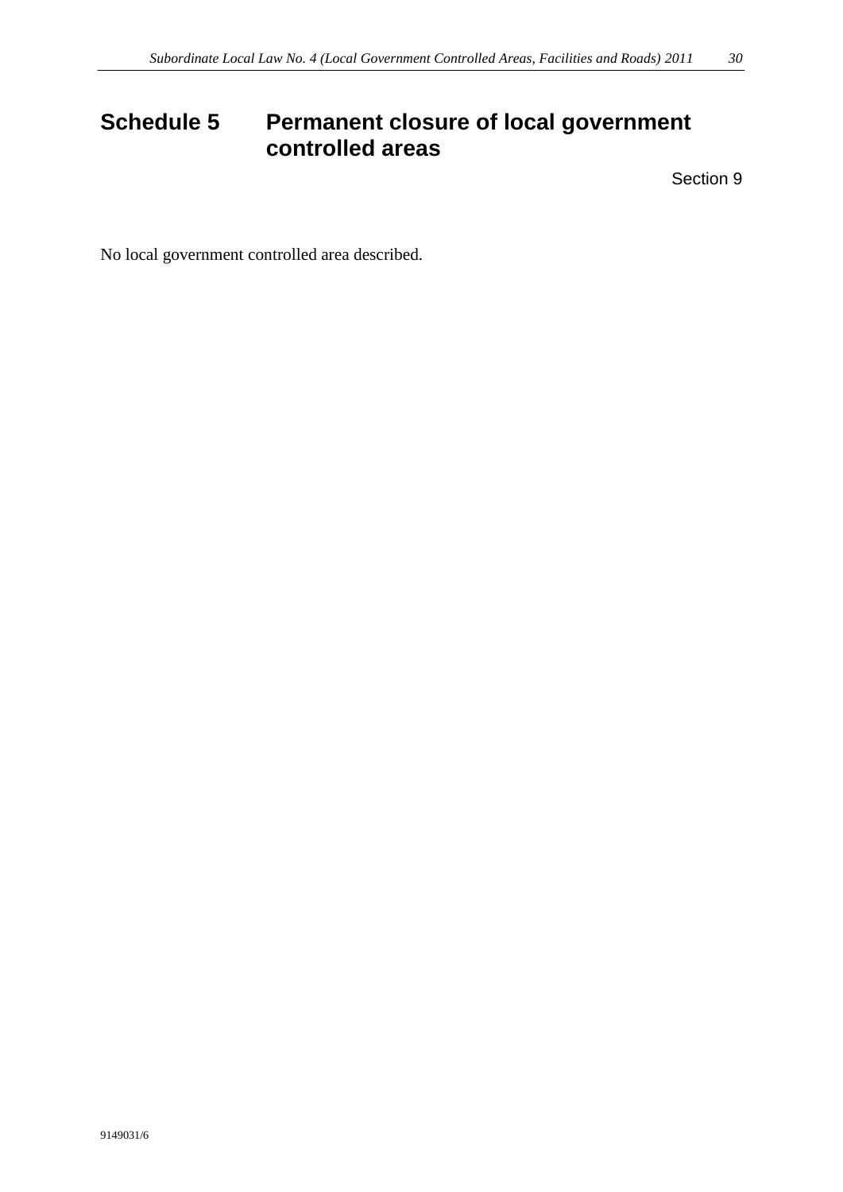# Schedule 5 Permanent closure of local government controlled areas

Section 9

No local government controlled area described.

9149031/6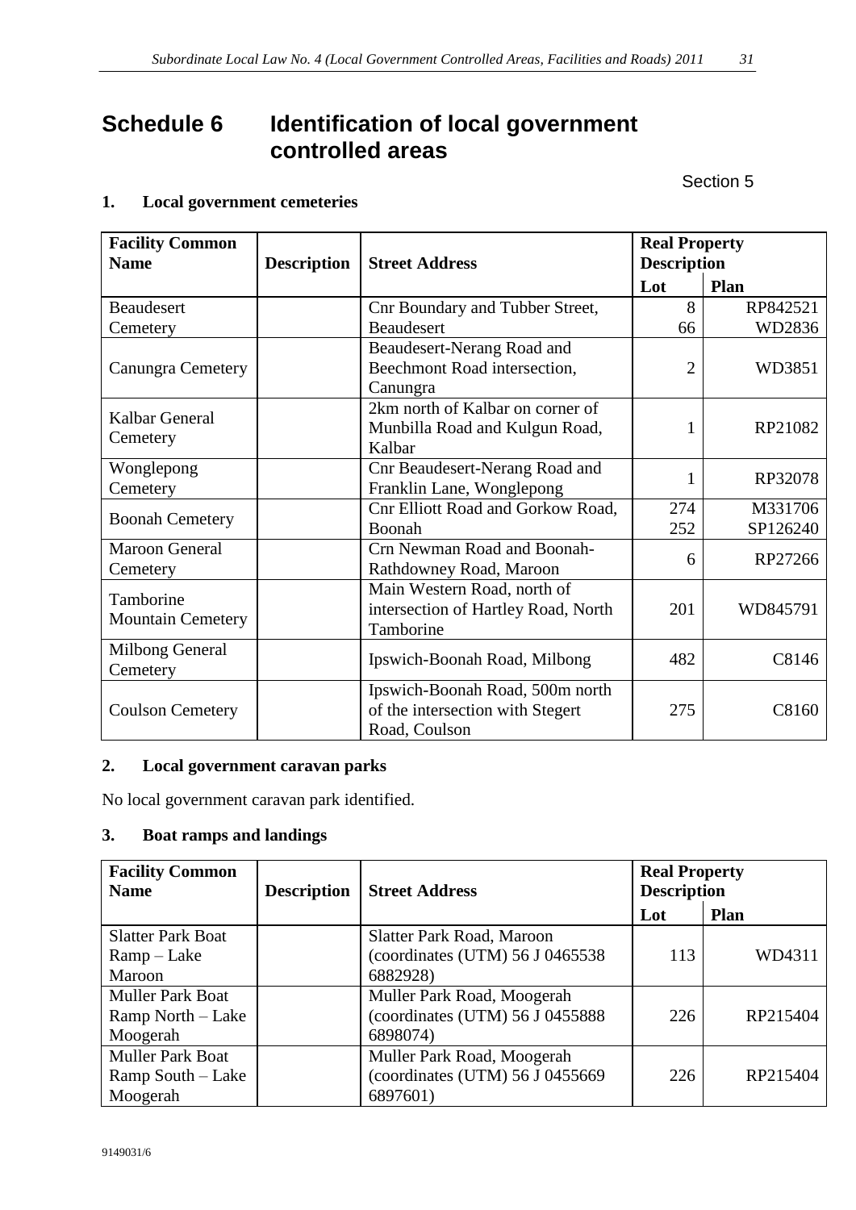# Schedule 6 Identification of local government controlled areas

Section 5

## 1. Local government cemeteries

| Facility Common Name | Description | Street Address | Real Property Description | |
|---|---|---|---|---|
| | | | Lot | Plan |
| Beaudesert Cemetery | | Cnr Boundary and Tubber Street, Beaudesert | 8<br>66 | RP842521<br>WD2836 |
| Canungra Cemetery | | Beaudesert-Nerang Road and Beechmont Road intersection, Canungra | 2 | WD3851 |
| Kalbar General Cemetery | | 2km north of Kalbar on corner of Munbilla Road and Kulgun Road, Kalbar | 1 | RP21082 |
| Wonglepong Cemetery | | Cnr Beaudesert-Nerang Road and Franklin Lane, Wonglepong | 1 | RP32078 |
| Boonah Cemetery | | Cnr Elliott Road and Gorkow Road, Boonah | 274<br>252 | M331706<br>SP126240 |
| Maroon General Cemetery | | Crn Newman Road and Boonah-Rathdowney Road, Maroon | 6 | RP27266 |
| Tamborine Mountain Cemetery | | Main Western Road, north of intersection of Hartley Road, North Tamborine | 201 | WD845791 |
| Milbong General Cemetery | | Ipswich-Boonah Road, Milbong | 482 | C8146 |
| Coulson Cemetery | | Ipswich-Boonah Road, 500m north of the intersection with Stegert Road, Coulson | 275 | C8160 |

## 2. Local government caravan parks

No local government caravan park identified.

## 3. Boat ramps and landings

| Facility Common Name | Description | Street Address | Real Property Description | |
|---|---|---|---|---|
| | | | Lot | Plan |
| Slatter Park Boat Ramp – Lake Maroon | | Slatter Park Road, Maroon (coordinates (UTM) 56 J 0465538 6882928) | 113 | WD4311 |
| Muller Park Boat Ramp North – Lake Moogerah | | Muller Park Road, Moogerah (coordinates (UTM) 56 J 0455888 6898074) | 226 | RP215404 |
| Muller Park Boat Ramp South – Lake Moogerah | | Muller Park Road, Moogerah (coordinates (UTM) 56 J 0455669 6897601) | 226 | RP215404 |

9149031/6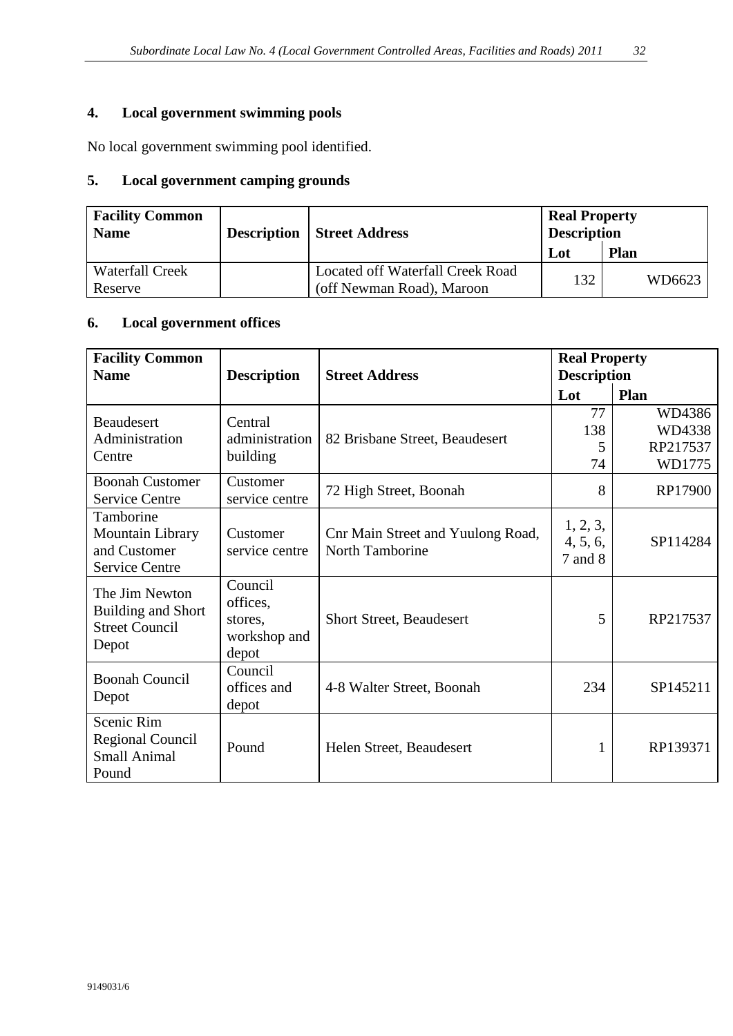## 4. Local government swimming pools

No local government swimming pool identified.

## 5. Local government camping grounds

| Facility Common Name | Description | Street Address | Real Property Description | |
|---|---|---|---|---|
| | | | Lot | Plan |
| Waterfall Creek Reserve | | Located off Waterfall Creek Road (off Newman Road), Maroon | 132 | WD6623 |

## 6. Local government offices

| Facility Common Name | Description | Street Address | Real Property Description | |
|---|---|---|---|---|
| | | | Lot | Plan |
| Beaudesert Administration Centre | Central administration building | 82 Brisbane Street, Beaudesert | 77<br>138<br>5<br>74 | WD4386<br>WD4338<br>RP217537<br>WD1775 |
| Boonah Customer Service Centre | Customer service centre | 72 High Street, Boonah | 8 | RP17900 |
| Tamborine Mountain Library and Customer Service Centre | Customer service centre | Cnr Main Street and Yuulong Road, North Tamborine | 1, 2, 3, 4, 5, 6, 7 and 8 | SP114284 |
| The Jim Newton Building and Short Street Council Depot | Council offices, stores, workshop and depot | Short Street, Beaudesert | 5 | RP217537 |
| Boonah Council Depot | Council offices and depot | 4-8 Walter Street, Boonah | 234 | SP145211 |
| Scenic Rim Regional Council Small Animal Pound | Pound | Helen Street, Beaudesert | 1 | RP139371 |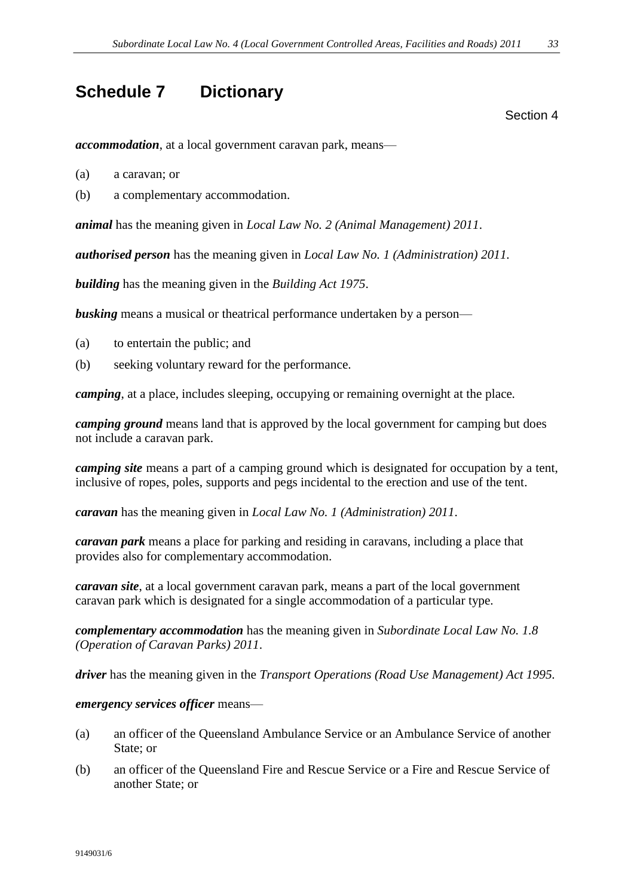# Schedule 7 Dictionary

Section 4

***accommodation***, at a local government caravan park, means—

(a) a caravan; or

(b) a complementary accommodation.

***animal*** has the meaning given in *Local Law No. 2 (Animal Management) 2011*.

***authorised person*** has the meaning given in *Local Law No. 1 (Administration) 2011*.

***building*** has the meaning given in the *Building Act 1975*.

***busking*** means a musical or theatrical performance undertaken by a person—

(a) to entertain the public; and

(b) seeking voluntary reward for the performance.

***camping***, at a place, includes sleeping, occupying or remaining overnight at the place.

***camping ground*** means land that is approved by the local government for camping but does not include a caravan park.

***camping site*** means a part of a camping ground which is designated for occupation by a tent, inclusive of ropes, poles, supports and pegs incidental to the erection and use of the tent.

***caravan*** has the meaning given in *Local Law No. 1 (Administration) 2011*.

***caravan park*** means a place for parking and residing in caravans, including a place that provides also for complementary accommodation.

***caravan site***, at a local government caravan park, means a part of the local government caravan park which is designated for a single accommodation of a particular type.

***complementary accommodation*** has the meaning given in *Subordinate Local Law No. 1.8 (Operation of Caravan Parks) 2011*.

***driver*** has the meaning given in the *Transport Operations (Road Use Management) Act 1995*.

***emergency services officer*** means—

(a) an officer of the Queensland Ambulance Service or an Ambulance Service of another State; or

(b) an officer of the Queensland Fire and Rescue Service or a Fire and Rescue Service of another State; or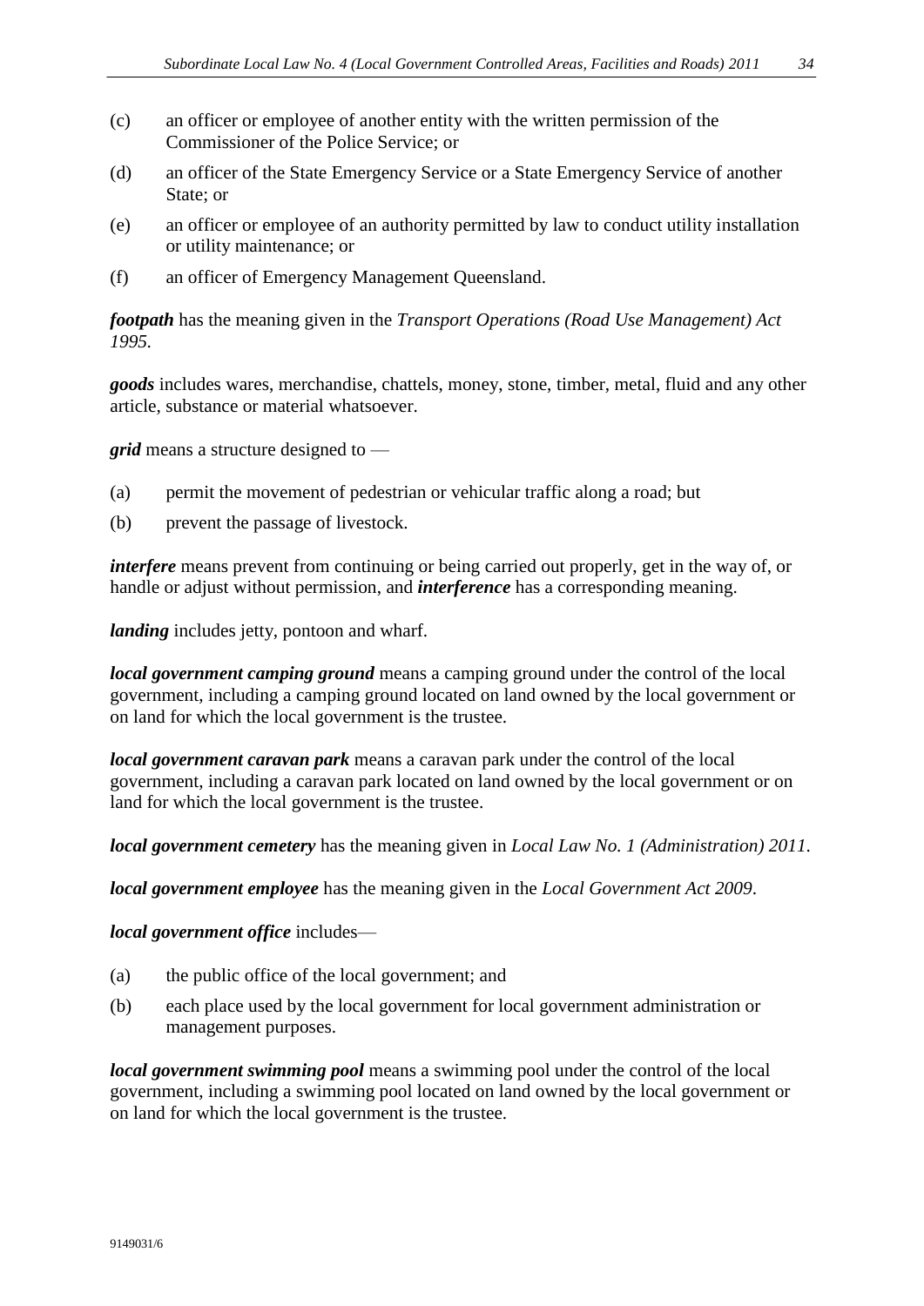(c) an officer or employee of another entity with the written permission of the Commissioner of the Police Service; or

(d) an officer of the State Emergency Service or a State Emergency Service of another State; or

(e) an officer or employee of an authority permitted by law to conduct utility installation or utility maintenance; or

(f) an officer of Emergency Management Queensland.

***footpath*** has the meaning given in the *Transport Operations (Road Use Management) Act 1995*.

***goods*** includes wares, merchandise, chattels, money, stone, timber, metal, fluid and any other article, substance or material whatsoever.

***grid*** means a structure designed to —

(a) permit the movement of pedestrian or vehicular traffic along a road; but

(b) prevent the passage of livestock.

***interfere*** means prevent from continuing or being carried out properly, get in the way of, or handle or adjust without permission, and ***interference*** has a corresponding meaning.

***landing*** includes jetty, pontoon and wharf.

***local government camping ground*** means a camping ground under the control of the local government, including a camping ground located on land owned by the local government or on land for which the local government is the trustee.

***local government caravan park*** means a caravan park under the control of the local government, including a caravan park located on land owned by the local government or on land for which the local government is the trustee.

***local government cemetery*** has the meaning given in *Local Law No. 1 (Administration) 2011*.

***local government employee*** has the meaning given in the *Local Government Act 2009*.

***local government office*** includes—

(a) the public office of the local government; and

(b) each place used by the local government for local government administration or management purposes.

***local government swimming pool*** means a swimming pool under the control of the local government, including a swimming pool located on land owned by the local government or on land for which the local government is the trustee.

9149031/6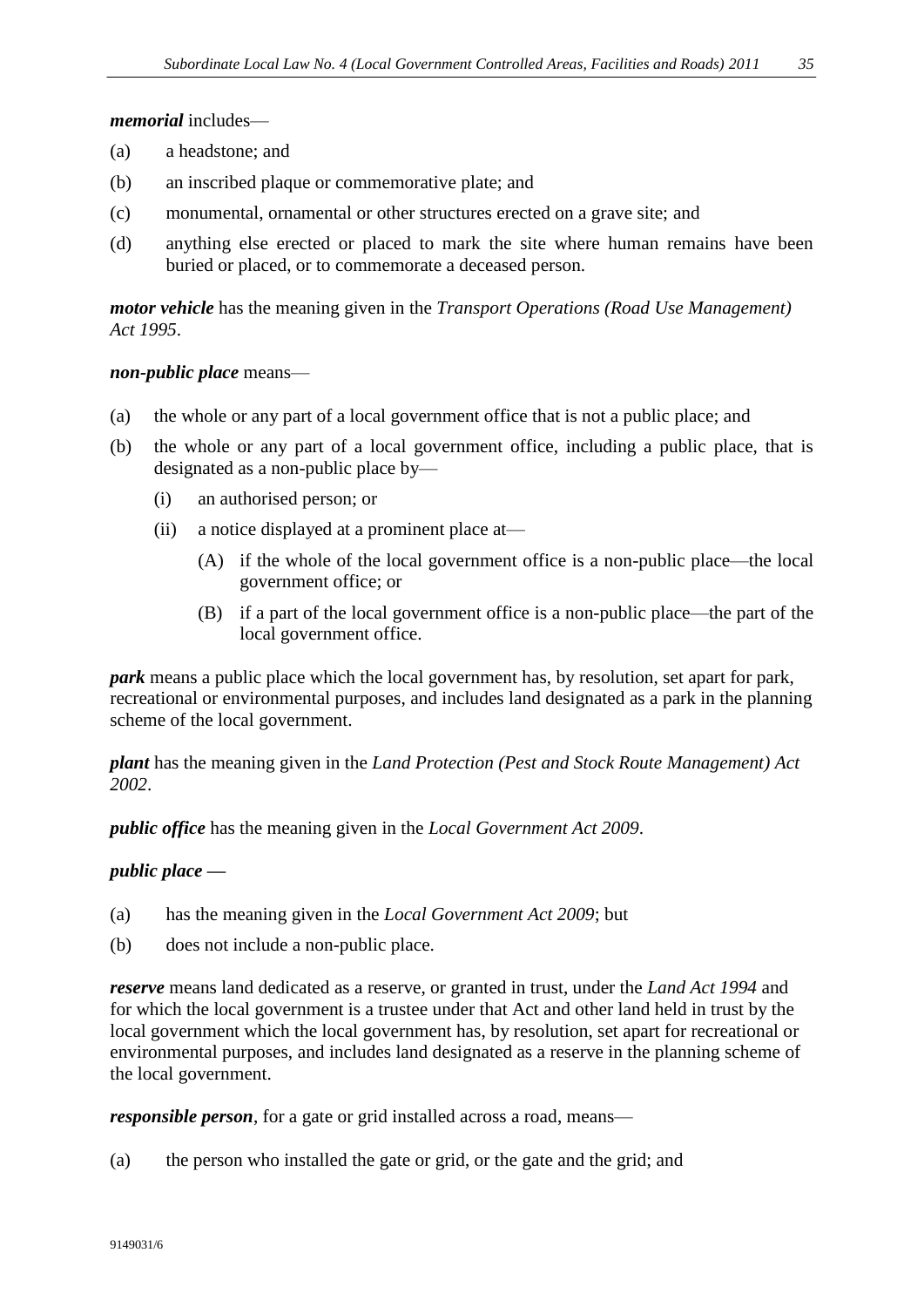***memorial*** includes—

(a) a headstone; and

(b) an inscribed plaque or commemorative plate; and

(c) monumental, ornamental or other structures erected on a grave site; and

(d) anything else erected or placed to mark the site where human remains have been buried or placed, or to commemorate a deceased person.

***motor vehicle*** has the meaning given in the *Transport Operations (Road Use Management) Act 1995*.

***non-public place*** means—

(a) the whole or any part of a local government office that is not a public place; and

(b) the whole or any part of a local government office, including a public place, that is designated as a non-public place by—

  (i) an authorised person; or

  (ii) a notice displayed at a prominent place at—

    (A) if the whole of the local government office is a non-public place—the local government office; or

    (B) if a part of the local government office is a non-public place—the part of the local government office.

***park*** means a public place which the local government has, by resolution, set apart for park, recreational or environmental purposes, and includes land designated as a park in the planning scheme of the local government.

***plant*** has the meaning given in the *Land Protection (Pest and Stock Route Management) Act 2002*.

***public office*** has the meaning given in the *Local Government Act 2009*.

***public place*** —

(a) has the meaning given in the *Local Government Act 2009*; but

(b) does not include a non-public place.

***reserve*** means land dedicated as a reserve, or granted in trust, under the *Land Act 1994* and for which the local government is a trustee under that Act and other land held in trust by the local government which the local government has, by resolution, set apart for recreational or environmental purposes, and includes land designated as a reserve in the planning scheme of the local government.

***responsible person***, for a gate or grid installed across a road, means—

(a) the person who installed the gate or grid, or the gate and the grid; and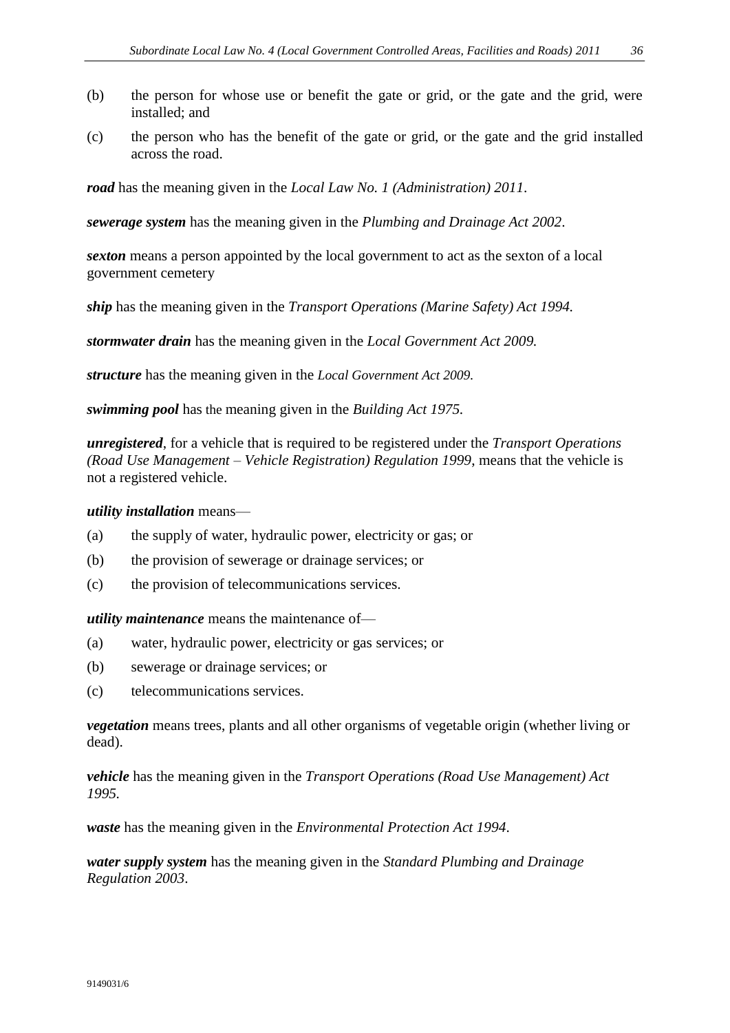(b) the person for whose use or benefit the gate or grid, or the gate and the grid, were installed; and

(c) the person who has the benefit of the gate or grid, or the gate and the grid installed across the road.

***road*** has the meaning given in the *Local Law No. 1 (Administration) 2011*.

***sewerage system*** has the meaning given in the *Plumbing and Drainage Act 2002*.

***sexton*** means a person appointed by the local government to act as the sexton of a local government cemetery

***ship*** has the meaning given in the *Transport Operations (Marine Safety) Act 1994.*

***stormwater drain*** has the meaning given in the *Local Government Act 2009.*

***structure*** has the meaning given in the *Local Government Act 2009.*

***swimming pool*** has the meaning given in the *Building Act 1975.*

***unregistered***, for a vehicle that is required to be registered under the *Transport Operations (Road Use Management – Vehicle Registration) Regulation 1999*, means that the vehicle is not a registered vehicle.

***utility installation*** means—

(a) the supply of water, hydraulic power, electricity or gas; or

(b) the provision of sewerage or drainage services; or

(c) the provision of telecommunications services.

***utility maintenance*** means the maintenance of—

(a) water, hydraulic power, electricity or gas services; or

(b) sewerage or drainage services; or

(c) telecommunications services.

***vegetation*** means trees, plants and all other organisms of vegetable origin (whether living or dead).

***vehicle*** has the meaning given in the *Transport Operations (Road Use Management) Act 1995.*

***waste*** has the meaning given in the *Environmental Protection Act 1994*.

***water supply system*** has the meaning given in the *Standard Plumbing and Drainage Regulation 2003*.

9149031/6